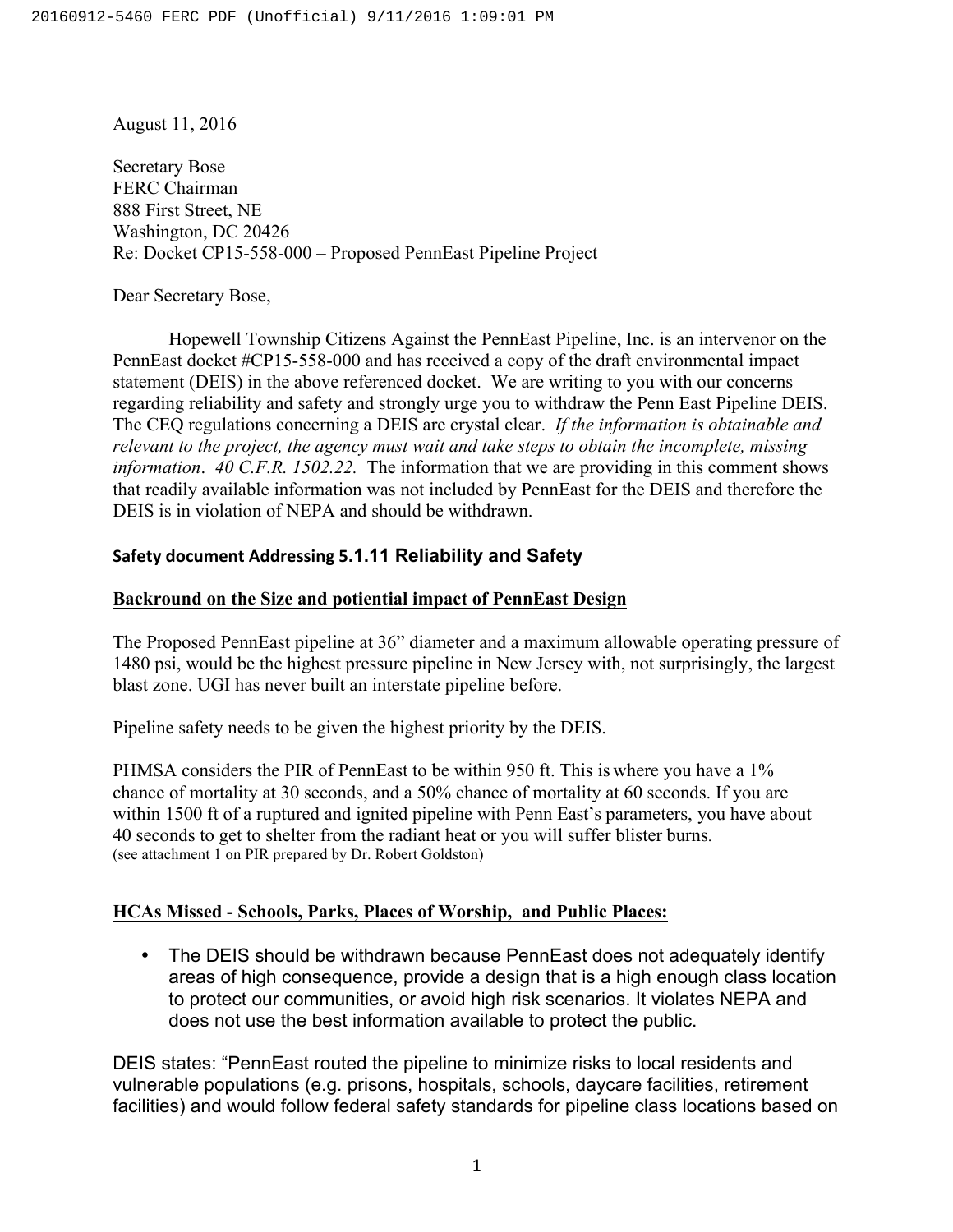August 11, 2016

Secretary Bose
FERC Chairman
888 First Street, NE
Washington, DC 20426
Re: Docket CP15-558-000 – Proposed PennEast Pipeline Project

Dear Secretary Bose,

Hopewell Township Citizens Against the PennEast Pipeline, Inc. is an intervenor on the PennEast docket #CP15-558-000 and has received a copy of the draft environmental impact statement (DEIS) in the above referenced docket. We are writing to you with our concerns regarding reliability and safety and strongly urge you to withdraw the Penn East Pipeline DEIS. The CEQ regulations concerning a DEIS are crystal clear. *If the information is obtainable and relevant to the project, the agency must wait and take steps to obtain the incomplete, missing information. 40 C.F.R. 1502.22.* The information that we are providing in this comment shows that readily available information was not included by PennEast for the DEIS and therefore the DEIS is in violation of NEPA and should be withdrawn.

## Safety document Addressing 5.1.11 Reliability and Safety

### <u>Backround on the Size and potiential impact of PennEast Design</u>

The Proposed PennEast pipeline at 36" diameter and a maximum allowable operating pressure of 1480 psi, would be the highest pressure pipeline in New Jersey with, not surprisingly, the largest blast zone. UGI has never built an interstate pipeline before.

Pipeline safety needs to be given the highest priority by the DEIS.

PHMSA considers the PIR of PennEast to be within 950 ft. This is where you have a 1% chance of mortality at 30 seconds, and a 50% chance of mortality at 60 seconds. If you are within 1500 ft of a ruptured and ignited pipeline with Penn East's parameters, you have about 40 seconds to get to shelter from the radiant heat or you will suffer blister burns.
(see attachment 1 on PIR prepared by Dr. Robert Goldston)

### <u>HCAs Missed - Schools, Parks, Places of Worship, and Public Places:</u>

- The DEIS should be withdrawn because PennEast does not adequately identify areas of high consequence, provide a design that is a high enough class location to protect our communities, or avoid high risk scenarios. It violates NEPA and does not use the best information available to protect the public.

DEIS states: "PennEast routed the pipeline to minimize risks to local residents and vulnerable populations (e.g. prisons, hospitals, schools, daycare facilities, retirement facilities) and would follow federal safety standards for pipeline class locations based on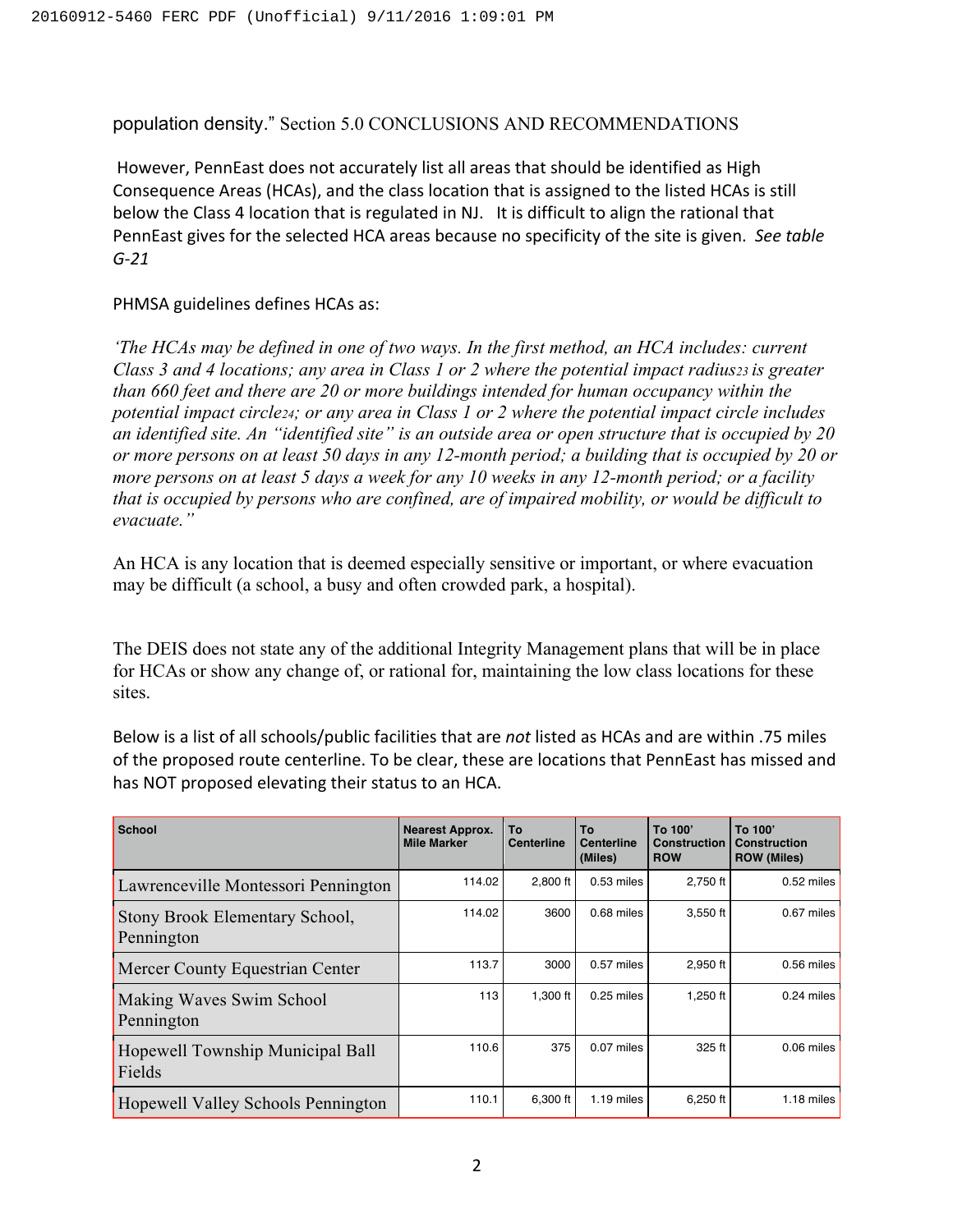population density." Section 5.0 CONCLUSIONS AND RECOMMENDATIONS

However, PennEast does not accurately list all areas that should be identified as High Consequence Areas (HCAs), and the class location that is assigned to the listed HCAs is still below the Class 4 location that is regulated in NJ. It is difficult to align the rational that PennEast gives for the selected HCA areas because no specificity of the site is given. *See table G-21*

PHMSA guidelines defines HCAs as:

*'The HCAs may be defined in one of two ways. In the first method, an HCA includes: current Class 3 and 4 locations; any area in Class 1 or 2 where the potential impact radius23 is greater than 660 feet and there are 20 or more buildings intended for human occupancy within the potential impact circle24; or any area in Class 1 or 2 where the potential impact circle includes an identified site. An "identified site" is an outside area or open structure that is occupied by 20 or more persons on at least 50 days in any 12-month period; a building that is occupied by 20 or more persons on at least 5 days a week for any 10 weeks in any 12-month period; or a facility that is occupied by persons who are confined, are of impaired mobility, or would be difficult to evacuate."*

An HCA is any location that is deemed especially sensitive or important, or where evacuation may be difficult (a school, a busy and often crowded park, a hospital).

The DEIS does not state any of the additional Integrity Management plans that will be in place for HCAs or show any change of, or rational for, maintaining the low class locations for these sites.

Below is a list of all schools/public facilities that are *not* listed as HCAs and are within .75 miles of the proposed route centerline. To be clear, these are locations that PennEast has missed and has NOT proposed elevating their status to an HCA.

| School | Nearest Approx. Mile Marker | To Centerline | To Centerline (Miles) | To 100' Construction ROW | To 100' Construction ROW (Miles) |
|---|---|---|---|---|---|
| Lawrenceville Montessori Pennington | 114.02 | 2,800 ft | 0.53 miles | 2,750 ft | 0.52 miles |
| Stony Brook Elementary School, Pennington | 114.02 | 3600 | 0.68 miles | 3,550 ft | 0.67 miles |
| Mercer County Equestrian Center | 113.7 | 3000 | 0.57 miles | 2,950 ft | 0.56 miles |
| Making Waves Swim School Pennington | 113 | 1,300 ft | 0.25 miles | 1,250 ft | 0.24 miles |
| Hopewell Township Municipal Ball Fields | 110.6 | 375 | 0.07 miles | 325 ft | 0.06 miles |
| Hopewell Valley Schools Pennington | 110.1 | 6,300 ft | 1.19 miles | 6,250 ft | 1.18 miles |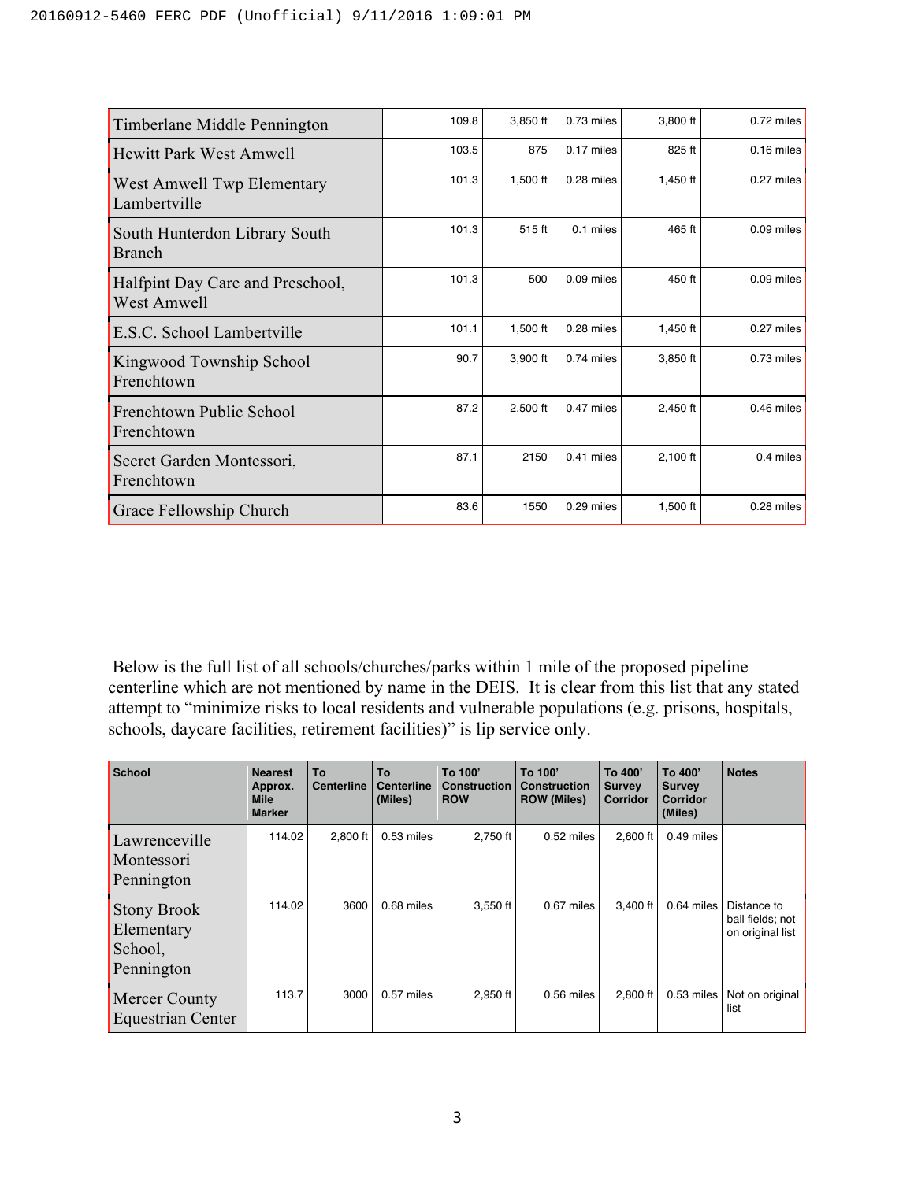| | | | | | |
|---|---|---|---|---|---|
| Timberlane Middle Pennington | 109.8 | 3,850 ft | 0.73 miles | 3,800 ft | 0.72 miles |
| Hewitt Park West Amwell | 103.5 | 875 | 0.17 miles | 825 ft | 0.16 miles |
| West Amwell Twp Elementary Lambertville | 101.3 | 1,500 ft | 0.28 miles | 1,450 ft | 0.27 miles |
| South Hunterdon Library South Branch | 101.3 | 515 ft | 0.1 miles | 465 ft | 0.09 miles |
| Halfpint Day Care and Preschool, West Amwell | 101.3 | 500 | 0.09 miles | 450 ft | 0.09 miles |
| E.S.C. School Lambertville | 101.1 | 1,500 ft | 0.28 miles | 1,450 ft | 0.27 miles |
| Kingwood Township School Frenchtown | 90.7 | 3,900 ft | 0.74 miles | 3,850 ft | 0.73 miles |
| Frenchtown Public School Frenchtown | 87.2 | 2,500 ft | 0.47 miles | 2,450 ft | 0.46 miles |
| Secret Garden Montessori, Frenchtown | 87.1 | 2150 | 0.41 miles | 2,100 ft | 0.4 miles |
| Grace Fellowship Church | 83.6 | 1550 | 0.29 miles | 1,500 ft | 0.28 miles |

Below is the full list of all schools/churches/parks within 1 mile of the proposed pipeline centerline which are not mentioned by name in the DEIS. It is clear from this list that any stated attempt to "minimize risks to local residents and vulnerable populations (e.g. prisons, hospitals, schools, daycare facilities, retirement facilities)" is lip service only.

| School | Nearest Approx. Mile Marker | To Centerline | To Centerline (Miles) | To 100' Construction ROW | To 100' Construction ROW (Miles) | To 400' Survey Corridor | To 400' Survey Corridor (Miles) | Notes |
|---|---|---|---|---|---|---|---|---|
| Lawrenceville Montessori Pennington | 114.02 | 2,800 ft | 0.53 miles | 2,750 ft | 0.52 miles | 2,600 ft | 0.49 miles | |
| Stony Brook Elementary School, Pennington | 114.02 | 3600 | 0.68 miles | 3,550 ft | 0.67 miles | 3,400 ft | 0.64 miles | Distance to ball fields; not on original list |
| Mercer County Equestrian Center | 113.7 | 3000 | 0.57 miles | 2,950 ft | 0.56 miles | 2,800 ft | 0.53 miles | Not on original list |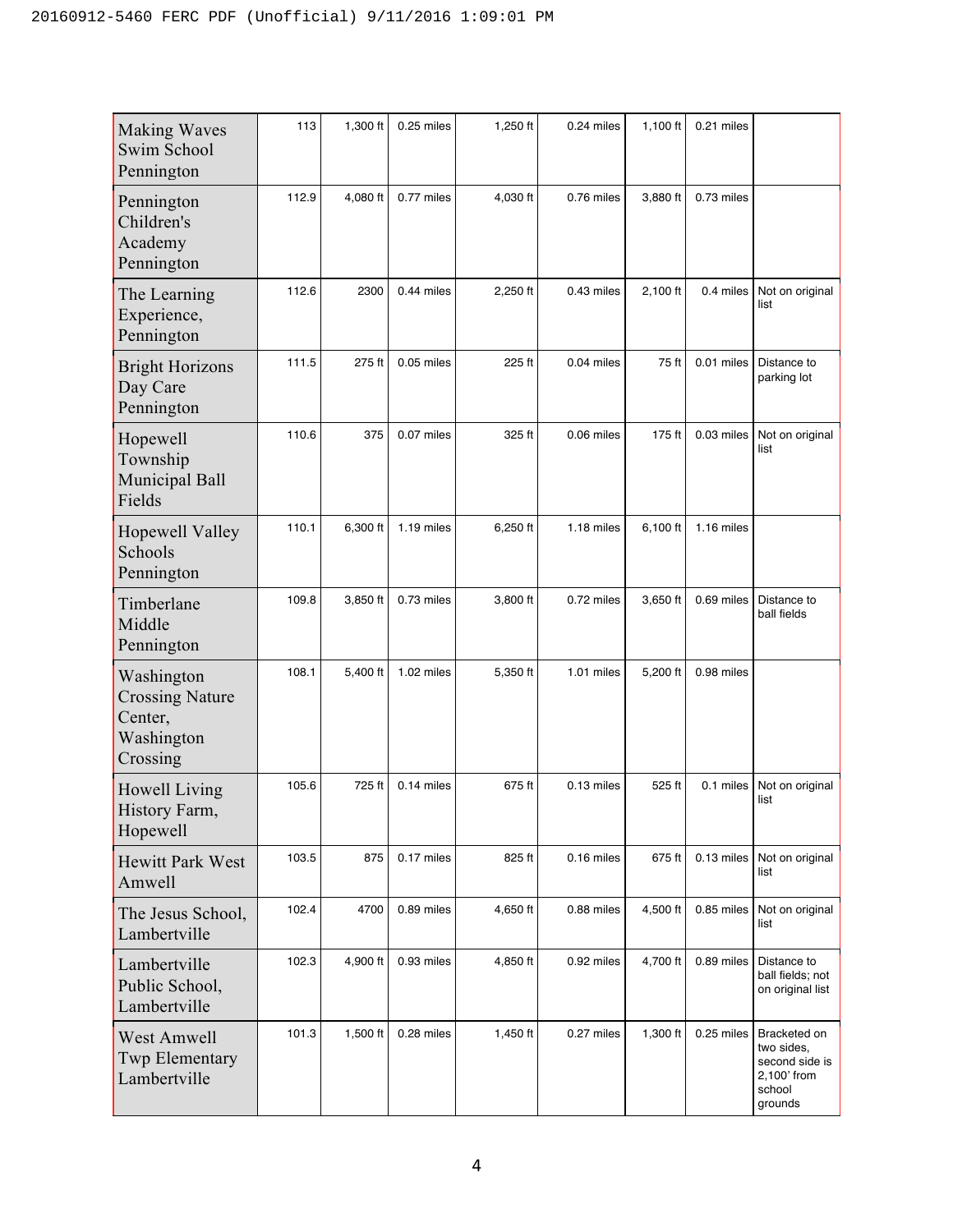| | | | | | | | | |
|---|---|---|---|---|---|---|---|---|
| Making Waves Swim School Pennington | 113 | 1,300 ft | 0.25 miles | 1,250 ft | 0.24 miles | 1,100 ft | 0.21 miles | |
| Pennington Children's Academy Pennington | 112.9 | 4,080 ft | 0.77 miles | 4,030 ft | 0.76 miles | 3,880 ft | 0.73 miles | |
| The Learning Experience, Pennington | 112.6 | 2300 | 0.44 miles | 2,250 ft | 0.43 miles | 2,100 ft | 0.4 miles | Not on original list |
| Bright Horizons Day Care Pennington | 111.5 | 275 ft | 0.05 miles | 225 ft | 0.04 miles | 75 ft | 0.01 miles | Distance to parking lot |
| Hopewell Township Municipal Ball Fields | 110.6 | 375 | 0.07 miles | 325 ft | 0.06 miles | 175 ft | 0.03 miles | Not on original list |
| Hopewell Valley Schools Pennington | 110.1 | 6,300 ft | 1.19 miles | 6,250 ft | 1.18 miles | 6,100 ft | 1.16 miles | |
| Timberlane Middle Pennington | 109.8 | 3,850 ft | 0.73 miles | 3,800 ft | 0.72 miles | 3,650 ft | 0.69 miles | Distance to ball fields |
| Washington Crossing Nature Center, Washington Crossing | 108.1 | 5,400 ft | 1.02 miles | 5,350 ft | 1.01 miles | 5,200 ft | 0.98 miles | |
| Howell Living History Farm, Hopewell | 105.6 | 725 ft | 0.14 miles | 675 ft | 0.13 miles | 525 ft | 0.1 miles | Not on original list |
| Hewitt Park West Amwell | 103.5 | 875 | 0.17 miles | 825 ft | 0.16 miles | 675 ft | 0.13 miles | Not on original list |
| The Jesus School, Lambertville | 102.4 | 4700 | 0.89 miles | 4,650 ft | 0.88 miles | 4,500 ft | 0.85 miles | Not on original list |
| Lambertville Public School, Lambertville | 102.3 | 4,900 ft | 0.93 miles | 4,850 ft | 0.92 miles | 4,700 ft | 0.89 miles | Distance to ball fields; not on original list |
| West Amwell Twp Elementary Lambertville | 101.3 | 1,500 ft | 0.28 miles | 1,450 ft | 0.27 miles | 1,300 ft | 0.25 miles | Bracketed on two sides, second side is 2,100' from school grounds |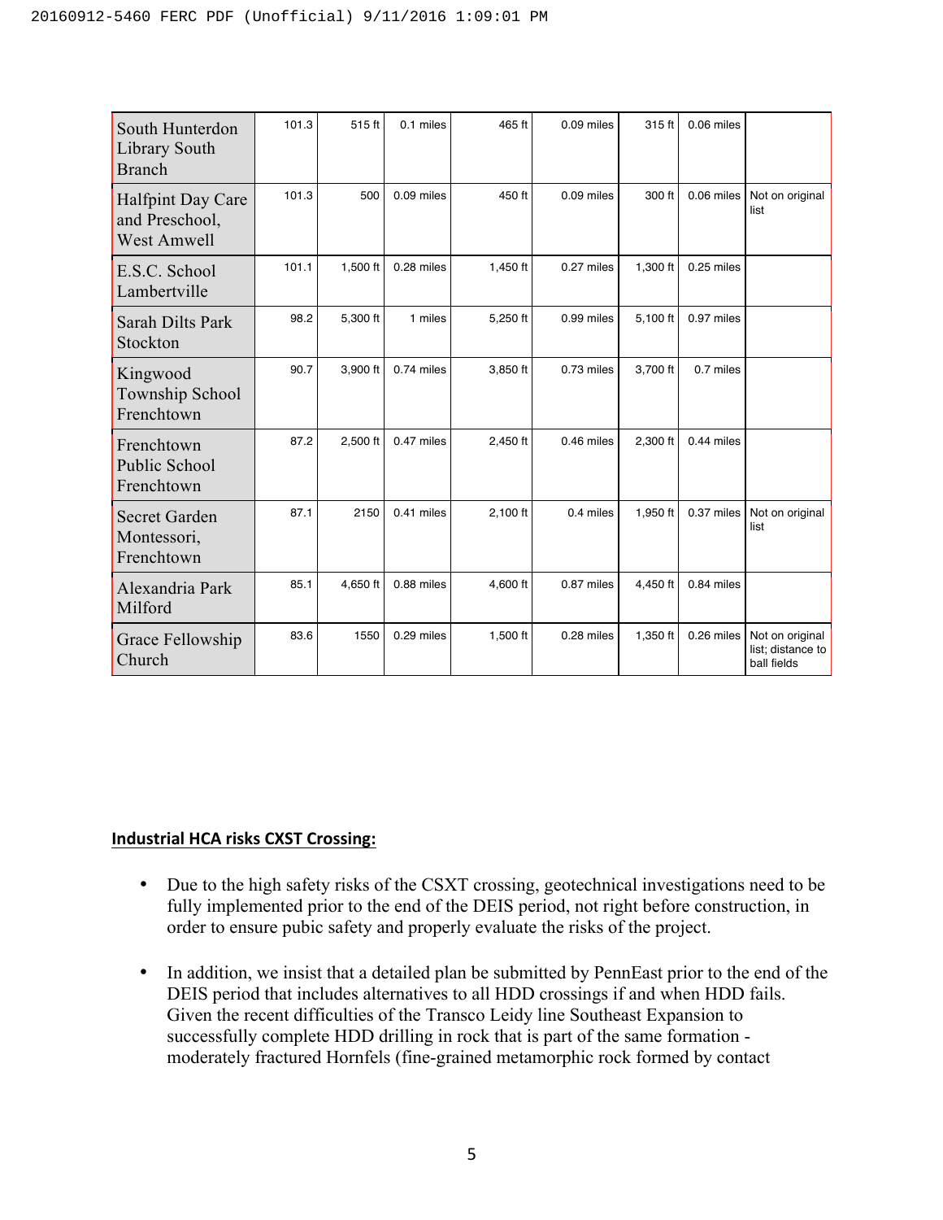| | | | | | | | | |
|---|---|---|---|---|---|---|---|---|
| South Hunterdon Library South Branch | 101.3 | 515 ft | 0.1 miles | 465 ft | 0.09 miles | 315 ft | 0.06 miles | |
| Halfpint Day Care and Preschool, West Amwell | 101.3 | 500 | 0.09 miles | 450 ft | 0.09 miles | 300 ft | 0.06 miles | Not on original list |
| E.S.C. School Lambertville | 101.1 | 1,500 ft | 0.28 miles | 1,450 ft | 0.27 miles | 1,300 ft | 0.25 miles | |
| Sarah Dilts Park Stockton | 98.2 | 5,300 ft | 1 miles | 5,250 ft | 0.99 miles | 5,100 ft | 0.97 miles | |
| Kingwood Township School Frenchtown | 90.7 | 3,900 ft | 0.74 miles | 3,850 ft | 0.73 miles | 3,700 ft | 0.7 miles | |
| Frenchtown Public School Frenchtown | 87.2 | 2,500 ft | 0.47 miles | 2,450 ft | 0.46 miles | 2,300 ft | 0.44 miles | |
| Secret Garden Montessori, Frenchtown | 87.1 | 2150 | 0.41 miles | 2,100 ft | 0.4 miles | 1,950 ft | 0.37 miles | Not on original list |
| Alexandria Park Milford | 85.1 | 4,650 ft | 0.88 miles | 4,600 ft | 0.87 miles | 4,450 ft | 0.84 miles | |
| Grace Fellowship Church | 83.6 | 1550 | 0.29 miles | 1,500 ft | 0.28 miles | 1,350 ft | 0.26 miles | Not on original list; distance to ball fields |

**Industrial HCA risks CXST Crossing:**

- Due to the high safety risks of the CSXT crossing, geotechnical investigations need to be fully implemented prior to the end of the DEIS period, not right before construction, in order to ensure pubic safety and properly evaluate the risks of the project.

- In addition, we insist that a detailed plan be submitted by PennEast prior to the end of the DEIS period that includes alternatives to all HDD crossings if and when HDD fails. Given the recent difficulties of the Transco Leidy line Southeast Expansion to successfully complete HDD drilling in rock that is part of the same formation - moderately fractured Hornfels (fine-grained metamorphic rock formed by contact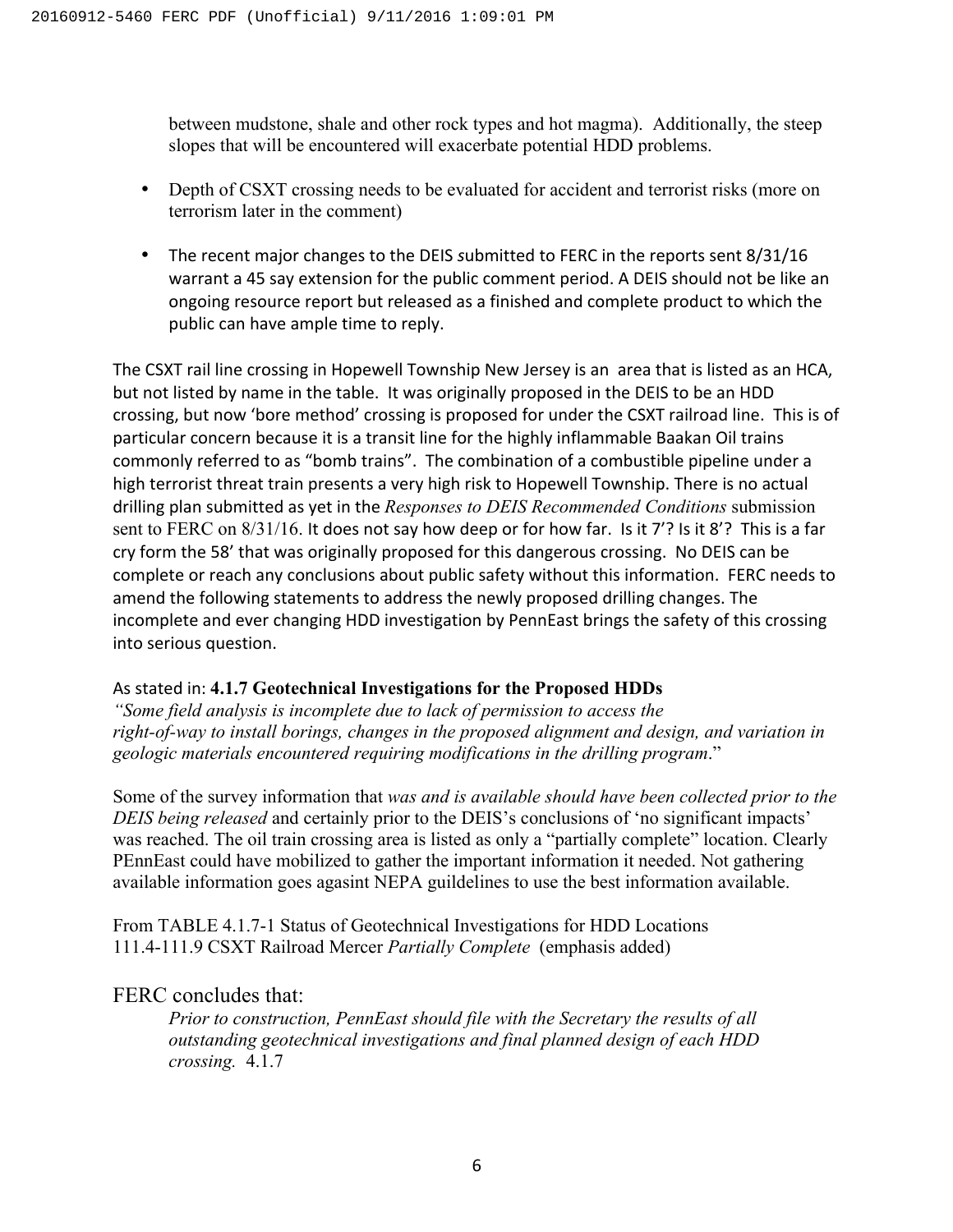between mudstone, shale and other rock types and hot magma). Additionally, the steep slopes that will be encountered will exacerbate potential HDD problems.

- Depth of CSXT crossing needs to be evaluated for accident and terrorist risks (more on terrorism later in the comment)
- The recent major changes to the DEIS submitted to FERC in the reports sent 8/31/16 warrant a 45 say extension for the public comment period. A DEIS should not be like an ongoing resource report but released as a finished and complete product to which the public can have ample time to reply.

The CSXT rail line crossing in Hopewell Township New Jersey is an area that is listed as an HCA, but not listed by name in the table. It was originally proposed in the DEIS to be an HDD crossing, but now 'bore method' crossing is proposed for under the CSXT railroad line. This is of particular concern because it is a transit line for the highly inflammable Baakan Oil trains commonly referred to as "bomb trains". The combination of a combustible pipeline under a high terrorist threat train presents a very high risk to Hopewell Township. There is no actual drilling plan submitted as yet in the *Responses to DEIS Recommended Conditions* submission sent to FERC on 8/31/16. It does not say how deep or for how far. Is it 7'? Is it 8'? This is a far cry form the 58' that was originally proposed for this dangerous crossing. No DEIS can be complete or reach any conclusions about public safety without this information. FERC needs to amend the following statements to address the newly proposed drilling changes. The incomplete and ever changing HDD investigation by PennEast brings the safety of this crossing into serious question.

As stated in: **4.1.7 Geotechnical Investigations for the Proposed HDDs**
*"Some field analysis is incomplete due to lack of permission to access the right-of-way to install borings, changes in the proposed alignment and design, and variation in geologic materials encountered requiring modifications in the drilling program*."

Some of the survey information that *was and is available should have been collected prior to the DEIS being released* and certainly prior to the DEIS's conclusions of 'no significant impacts' was reached. The oil train crossing area is listed as only a "partially complete" location. Clearly PEnnEast could have mobilized to gather the important information it needed. Not gathering available information goes agasint NEPA guildelines to use the best information available.

From TABLE 4.1.7-1 Status of Geotechnical Investigations for HDD Locations
111.4-111.9 CSXT Railroad Mercer *Partially Complete* (emphasis added)

FERC concludes that:

> *Prior to construction, PennEast should file with the Secretary the results of all outstanding geotechnical investigations and final planned design of each HDD crossing.* 4.1.7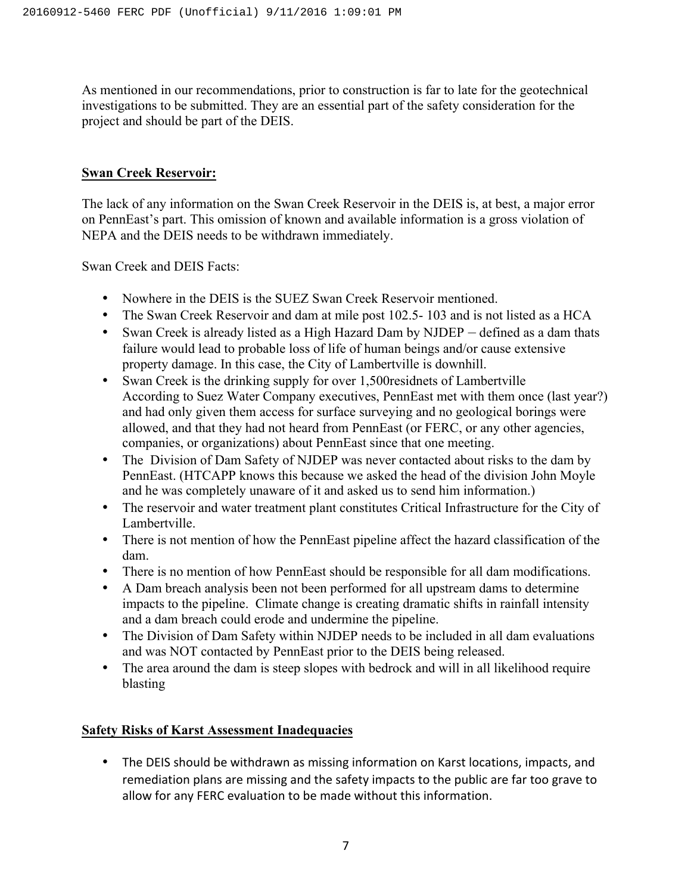As mentioned in our recommendations, prior to construction is far to late for the geotechnical investigations to be submitted. They are an essential part of the safety consideration for the project and should be part of the DEIS.

**Swan Creek Reservoir:**

The lack of any information on the Swan Creek Reservoir in the DEIS is, at best, a major error on PennEast's part. This omission of known and available information is a gross violation of NEPA and the DEIS needs to be withdrawn immediately.

Swan Creek and DEIS Facts:

- Nowhere in the DEIS is the SUEZ Swan Creek Reservoir mentioned.
- The Swan Creek Reservoir and dam at mile post 102.5- 103 and is not listed as a HCA
- Swan Creek is already listed as a High Hazard Dam by NJDEP – defined as a dam thats failure would lead to probable loss of life of human beings and/or cause extensive property damage. In this case, the City of Lambertville is downhill.
- Swan Creek is the drinking supply for over 1,500residnets of Lambertville According to Suez Water Company executives, PennEast met with them once (last year?) and had only given them access for surface surveying and no geological borings were allowed, and that they had not heard from PennEast (or FERC, or any other agencies, companies, or organizations) about PennEast since that one meeting.
- The Division of Dam Safety of NJDEP was never contacted about risks to the dam by PennEast. (HTCAPP knows this because we asked the head of the division John Moyle and he was completely unaware of it and asked us to send him information.)
- The reservoir and water treatment plant constitutes Critical Infrastructure for the City of Lambertville.
- There is not mention of how the PennEast pipeline affect the hazard classification of the dam.
- There is no mention of how PennEast should be responsible for all dam modifications.
- A Dam breach analysis been not been performed for all upstream dams to determine impacts to the pipeline. Climate change is creating dramatic shifts in rainfall intensity and a dam breach could erode and undermine the pipeline.
- The Division of Dam Safety within NJDEP needs to be included in all dam evaluations and was NOT contacted by PennEast prior to the DEIS being released.
- The area around the dam is steep slopes with bedrock and will in all likelihood require blasting

**Safety Risks of Karst Assessment Inadequacies**

- The DEIS should be withdrawn as missing information on Karst locations, impacts, and remediation plans are missing and the safety impacts to the public are far too grave to allow for any FERC evaluation to be made without this information.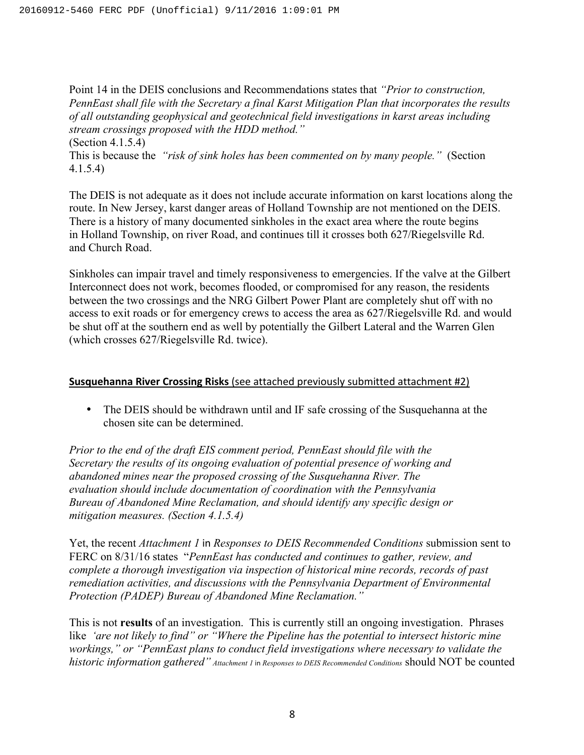Point 14 in the DEIS conclusions and Recommendations states that *"Prior to construction, PennEast shall file with the Secretary a final Karst Mitigation Plan that incorporates the results of all outstanding geophysical and geotechnical field investigations in karst areas including stream crossings proposed with the HDD method."*
(Section 4.1.5.4)
This is because the *"risk of sink holes has been commented on by many people."* (Section 4.1.5.4)

The DEIS is not adequate as it does not include accurate information on karst locations along the route. In New Jersey, karst danger areas of Holland Township are not mentioned on the DEIS. There is a history of many documented sinkholes in the exact area where the route begins in Holland Township, on river Road, and continues till it crosses both 627/Riegelsville Rd. and Church Road.

Sinkholes can impair travel and timely responsiveness to emergencies. If the valve at the Gilbert Interconnect does not work, becomes flooded, or compromised for any reason, the residents between the two crossings and the NRG Gilbert Power Plant are completely shut off with no access to exit roads or for emergency crews to access the area as 627/Riegelsville Rd. and would be shut off at the southern end as well by potentially the Gilbert Lateral and the Warren Glen (which crosses 627/Riegelsville Rd. twice).

**Susquehanna River Crossing Risks** (see attached previously submitted attachment #2)

- The DEIS should be withdrawn until and IF safe crossing of the Susquehanna at the chosen site can be determined.

*Prior to the end of the draft EIS comment period, PennEast should file with the Secretary the results of its ongoing evaluation of potential presence of working and abandoned mines near the proposed crossing of the Susquehanna River. The evaluation should include documentation of coordination with the Pennsylvania Bureau of Abandoned Mine Reclamation, and should identify any specific design or mitigation measures. (Section 4.1.5.4)*

Yet, the recent *Attachment 1* in *Responses to DEIS Recommended Conditions* submission sent to FERC on 8/31/16 states "*PennEast has conducted and continues to gather, review, and complete a thorough investigation via inspection of historical mine records, records of past remediation activities, and discussions with the Pennsylvania Department of Environmental Protection (PADEP) Bureau of Abandoned Mine Reclamation."*

This is not **results** of an investigation. This is currently still an ongoing investigation. Phrases like *'are not likely to find" or "Where the Pipeline has the potential to intersect historic mine workings," or "PennEast plans to conduct field investigations where necessary to validate the historic information gathered" Attachment 1* in *Responses to DEIS Recommended Conditions* should NOT be counted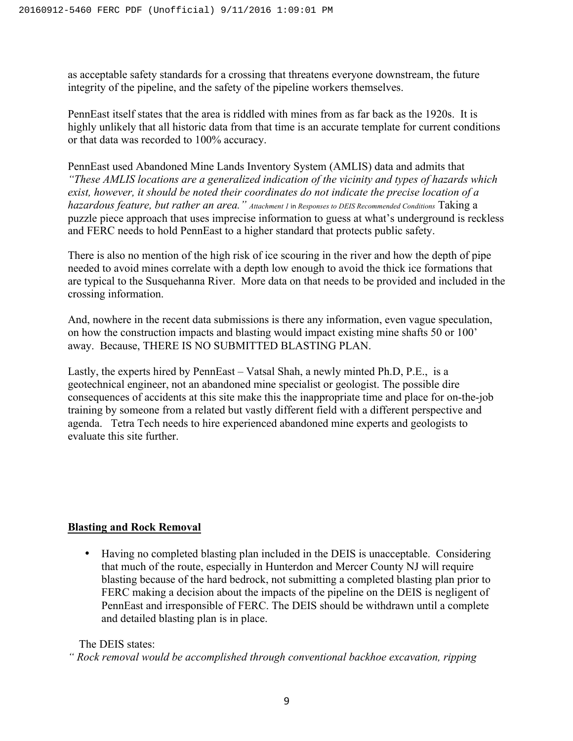as acceptable safety standards for a crossing that threatens everyone downstream, the future integrity of the pipeline, and the safety of the pipeline workers themselves.

PennEast itself states that the area is riddled with mines from as far back as the 1920s. It is highly unlikely that all historic data from that time is an accurate template for current conditions or that data was recorded to 100% accuracy.

PennEast used Abandoned Mine Lands Inventory System (AMLIS) data and admits that *"These AMLIS locations are a generalized indication of the vicinity and types of hazards which exist, however, it should be noted their coordinates do not indicate the precise location of a hazardous feature, but rather an area." Attachment 1* in *Responses to DEIS Recommended Conditions* Taking a puzzle piece approach that uses imprecise information to guess at what's underground is reckless and FERC needs to hold PennEast to a higher standard that protects public safety.

There is also no mention of the high risk of ice scouring in the river and how the depth of pipe needed to avoid mines correlate with a depth low enough to avoid the thick ice formations that are typical to the Susquehanna River. More data on that needs to be provided and included in the crossing information.

And, nowhere in the recent data submissions is there any information, even vague speculation, on how the construction impacts and blasting would impact existing mine shafts 50 or 100' away. Because, THERE IS NO SUBMITTED BLASTING PLAN.

Lastly, the experts hired by PennEast – Vatsal Shah, a newly minted Ph.D, P.E., is a geotechnical engineer, not an abandoned mine specialist or geologist. The possible dire consequences of accidents at this site make this the inappropriate time and place for on-the-job training by someone from a related but vastly different field with a different perspective and agenda. Tetra Tech needs to hire experienced abandoned mine experts and geologists to evaluate this site further.

**Blasting and Rock Removal**

- Having no completed blasting plan included in the DEIS is unacceptable. Considering that much of the route, especially in Hunterdon and Mercer County NJ will require blasting because of the hard bedrock, not submitting a completed blasting plan prior to FERC making a decision about the impacts of the pipeline on the DEIS is negligent of PennEast and irresponsible of FERC. The DEIS should be withdrawn until a complete and detailed blasting plan is in place.

The DEIS states:

*" Rock removal would be accomplished through conventional backhoe excavation, ripping*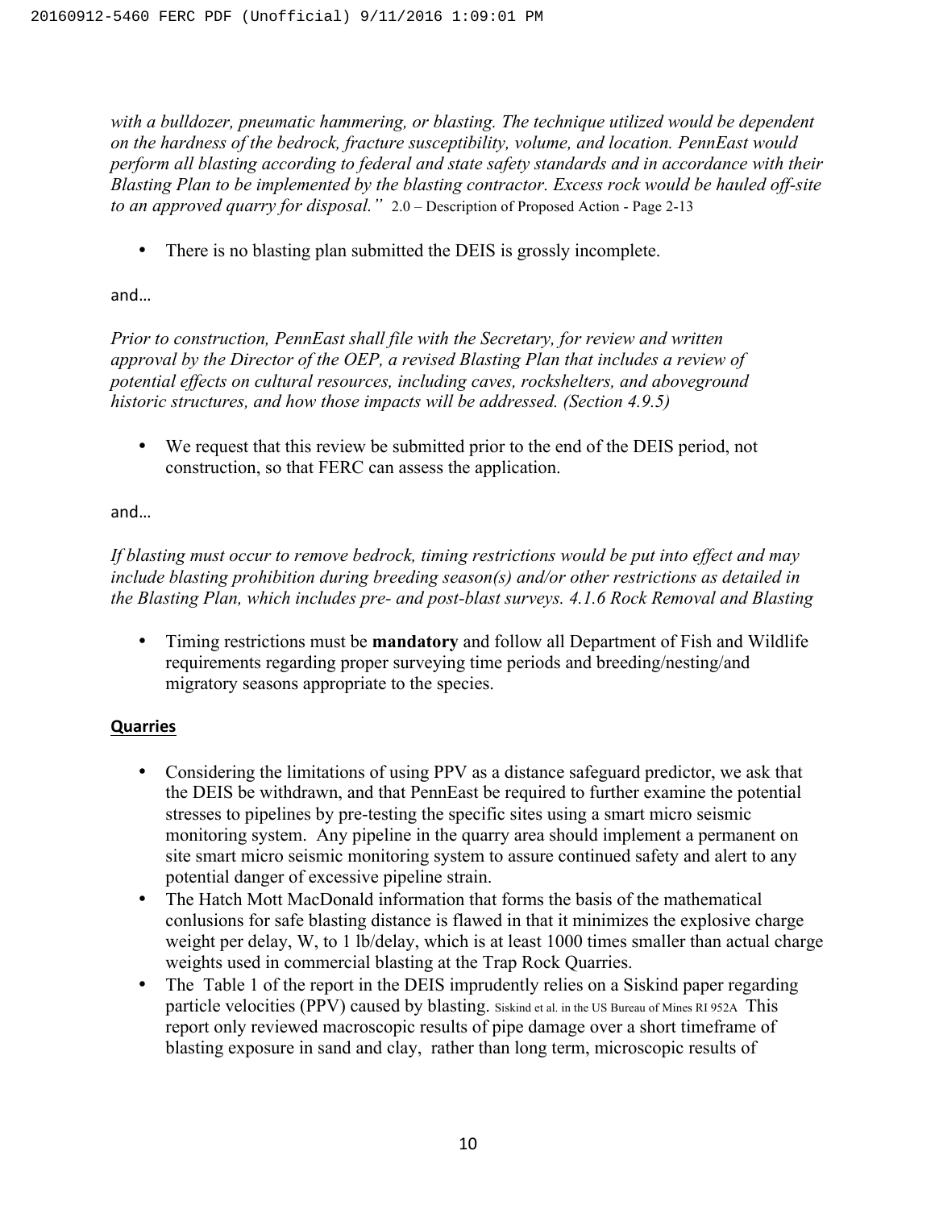*with a bulldozer, pneumatic hammering, or blasting. The technique utilized would be dependent on the hardness of the bedrock, fracture susceptibility, volume, and location. PennEast would perform all blasting according to federal and state safety standards and in accordance with their Blasting Plan to be implemented by the blasting contractor. Excess rock would be hauled off-site to an approved quarry for disposal."* 2.0 – Description of Proposed Action - Page 2-13

- There is no blasting plan submitted the DEIS is grossly incomplete.

and…

*Prior to construction, PennEast shall file with the Secretary, for review and written approval by the Director of the OEP, a revised Blasting Plan that includes a review of potential effects on cultural resources, including caves, rockshelters, and aboveground historic structures, and how those impacts will be addressed. (Section 4.9.5)*

- We request that this review be submitted prior to the end of the DEIS period, not construction, so that FERC can assess the application.

and…

*If blasting must occur to remove bedrock, timing restrictions would be put into effect and may include blasting prohibition during breeding season(s) and/or other restrictions as detailed in the Blasting Plan, which includes pre- and post-blast surveys. 4.1.6 Rock Removal and Blasting*

- Timing restrictions must be **mandatory** and follow all Department of Fish and Wildlife requirements regarding proper surveying time periods and breeding/nesting/and migratory seasons appropriate to the species.

**Quarries**

- Considering the limitations of using PPV as a distance safeguard predictor, we ask that the DEIS be withdrawn, and that PennEast be required to further examine the potential stresses to pipelines by pre-testing the specific sites using a smart micro seismic monitoring system. Any pipeline in the quarry area should implement a permanent on site smart micro seismic monitoring system to assure continued safety and alert to any potential danger of excessive pipeline strain.
- The Hatch Mott MacDonald information that forms the basis of the mathematical conlusions for safe blasting distance is flawed in that it minimizes the explosive charge weight per delay, W, to 1 lb/delay, which is at least 1000 times smaller than actual charge weights used in commercial blasting at the Trap Rock Quarries.
- The Table 1 of the report in the DEIS imprudently relies on a Siskind paper regarding particle velocities (PPV) caused by blasting. Siskind et al. in the US Bureau of Mines RI 952A This report only reviewed macroscopic results of pipe damage over a short timeframe of blasting exposure in sand and clay, rather than long term, microscopic results of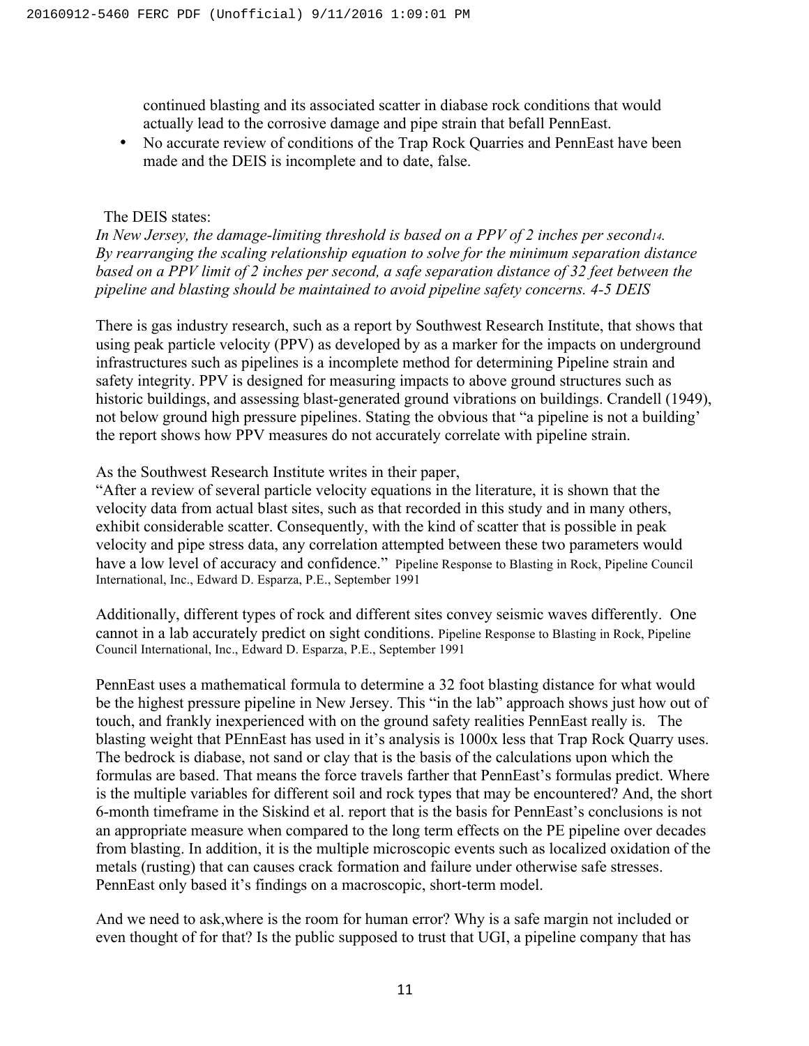continued blasting and its associated scatter in diabase rock conditions that would actually lead to the corrosive damage and pipe strain that befall PennEast.

- No accurate review of conditions of the Trap Rock Quarries and PennEast have been made and the DEIS is incomplete and to date, false.

The DEIS states:

*In New Jersey, the damage-limiting threshold is based on a PPV of 2 inches per second[14]. By rearranging the scaling relationship equation to solve for the minimum separation distance based on a PPV limit of 2 inches per second, a safe separation distance of 32 feet between the pipeline and blasting should be maintained to avoid pipeline safety concerns. 4-5 DEIS*

There is gas industry research, such as a report by Southwest Research Institute, that shows that using peak particle velocity (PPV) as developed by as a marker for the impacts on underground infrastructures such as pipelines is a incomplete method for determining Pipeline strain and safety integrity. PPV is designed for measuring impacts to above ground structures such as historic buildings, and assessing blast-generated ground vibrations on buildings. Crandell (1949), not below ground high pressure pipelines. Stating the obvious that "a pipeline is not a building' the report shows how PPV measures do not accurately correlate with pipeline strain.

As the Southwest Research Institute writes in their paper,

"After a review of several particle velocity equations in the literature, it is shown that the velocity data from actual blast sites, such as that recorded in this study and in many others, exhibit considerable scatter. Consequently, with the kind of scatter that is possible in peak velocity and pipe stress data, any correlation attempted between these two parameters would have a low level of accuracy and confidence." Pipeline Response to Blasting in Rock, Pipeline Council International, Inc., Edward D. Esparza, P.E., September 1991

Additionally, different types of rock and different sites convey seismic waves differently. One cannot in a lab accurately predict on sight conditions. Pipeline Response to Blasting in Rock, Pipeline Council International, Inc., Edward D. Esparza, P.E., September 1991

PennEast uses a mathematical formula to determine a 32 foot blasting distance for what would be the highest pressure pipeline in New Jersey. This "in the lab" approach shows just how out of touch, and frankly inexperienced with on the ground safety realities PennEast really is. The blasting weight that PEnnEast has used in it's analysis is 1000x less that Trap Rock Quarry uses. The bedrock is diabase, not sand or clay that is the basis of the calculations upon which the formulas are based. That means the force travels farther that PennEast's formulas predict. Where is the multiple variables for different soil and rock types that may be encountered? And, the short 6-month timeframe in the Siskind et al. report that is the basis for PennEast's conclusions is not an appropriate measure when compared to the long term effects on the PE pipeline over decades from blasting. In addition, it is the multiple microscopic events such as localized oxidation of the metals (rusting) that can causes crack formation and failure under otherwise safe stresses. PennEast only based it's findings on a macroscopic, short-term model.

And we need to ask,where is the room for human error? Why is a safe margin not included or even thought of for that? Is the public supposed to trust that UGI, a pipeline company that has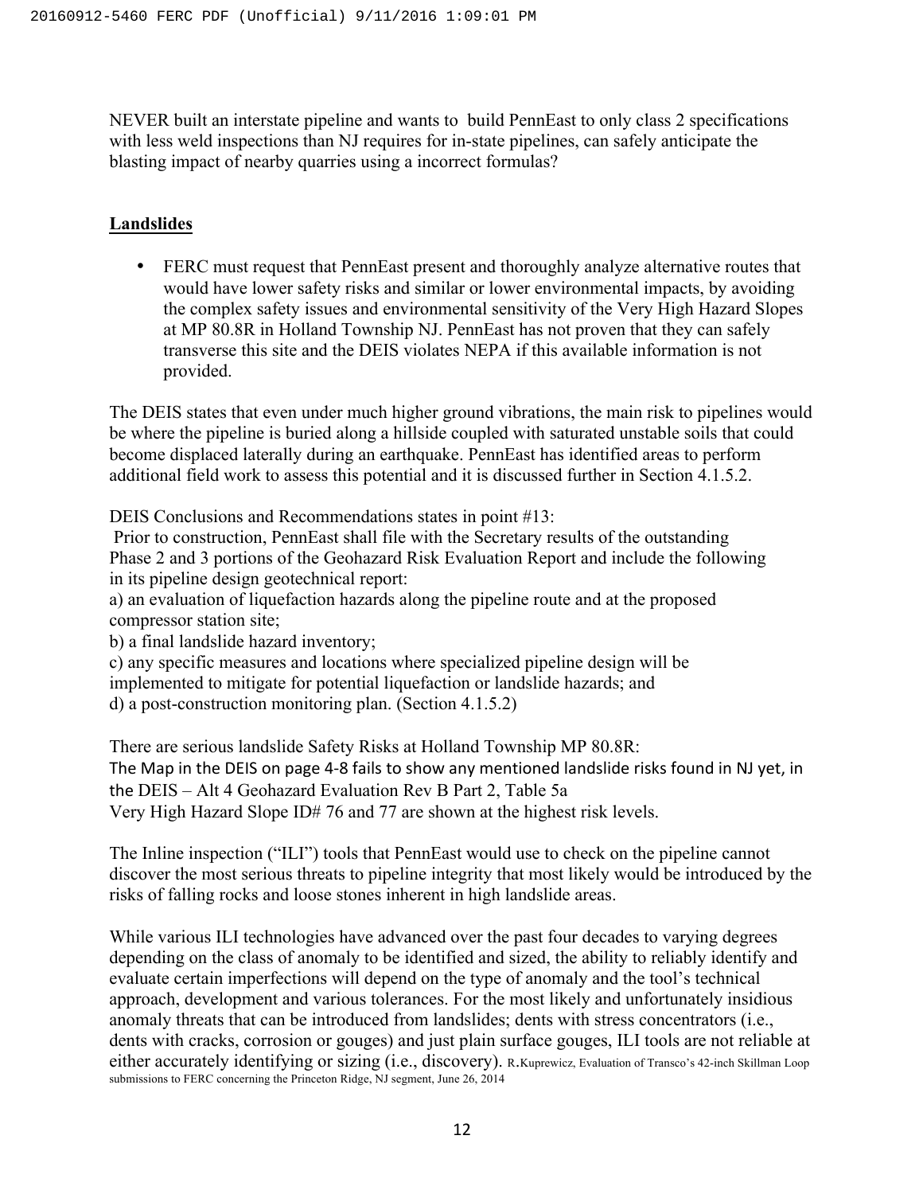NEVER built an interstate pipeline and wants to build PennEast to only class 2 specifications with less weld inspections than NJ requires for in-state pipelines, can safely anticipate the blasting impact of nearby quarries using a incorrect formulas?

## Landslides

- FERC must request that PennEast present and thoroughly analyze alternative routes that would have lower safety risks and similar or lower environmental impacts, by avoiding the complex safety issues and environmental sensitivity of the Very High Hazard Slopes at MP 80.8R in Holland Township NJ. PennEast has not proven that they can safely transverse this site and the DEIS violates NEPA if this available information is not provided.

The DEIS states that even under much higher ground vibrations, the main risk to pipelines would be where the pipeline is buried along a hillside coupled with saturated unstable soils that could become displaced laterally during an earthquake. PennEast has identified areas to perform additional field work to assess this potential and it is discussed further in Section 4.1.5.2.

DEIS Conclusions and Recommendations states in point #13:
Prior to construction, PennEast shall file with the Secretary results of the outstanding Phase 2 and 3 portions of the Geohazard Risk Evaluation Report and include the following in its pipeline design geotechnical report:
a) an evaluation of liquefaction hazards along the pipeline route and at the proposed compressor station site;
b) a final landslide hazard inventory;
c) any specific measures and locations where specialized pipeline design will be implemented to mitigate for potential liquefaction or landslide hazards; and
d) a post-construction monitoring plan. (Section 4.1.5.2)

There are serious landslide Safety Risks at Holland Township MP 80.8R:
The Map in the DEIS on page 4-8 fails to show any mentioned landslide risks found in NJ yet, in the DEIS – Alt 4 Geohazard Evaluation Rev B Part 2, Table 5a
Very High Hazard Slope ID# 76 and 77 are shown at the highest risk levels.

The Inline inspection ("ILI") tools that PennEast would use to check on the pipeline cannot discover the most serious threats to pipeline integrity that most likely would be introduced by the risks of falling rocks and loose stones inherent in high landslide areas.

While various ILI technologies have advanced over the past four decades to varying degrees depending on the class of anomaly to be identified and sized, the ability to reliably identify and evaluate certain imperfections will depend on the type of anomaly and the tool's technical approach, development and various tolerances. For the most likely and unfortunately insidious anomaly threats that can be introduced from landslides; dents with stress concentrators (i.e., dents with cracks, corrosion or gouges) and just plain surface gouges, ILI tools are not reliable at either accurately identifying or sizing (i.e., discovery). R.Kuprewicz, Evaluation of Transco's 42-inch Skillman Loop submissions to FERC concerning the Princeton Ridge, NJ segment, June 26, 2014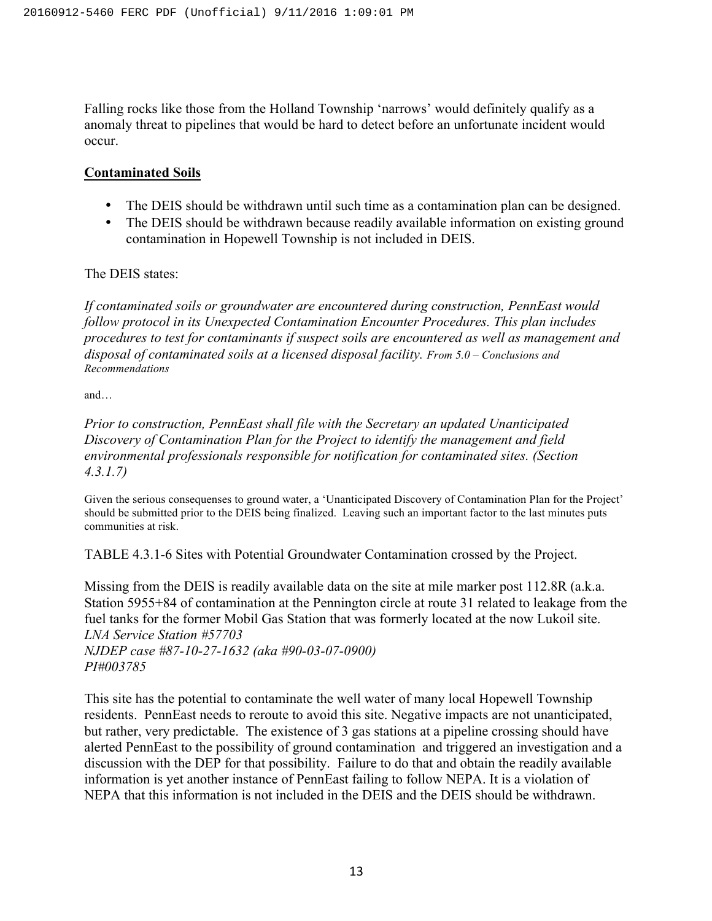Falling rocks like those from the Holland Township 'narrows' would definitely qualify as a anomaly threat to pipelines that would be hard to detect before an unfortunate incident would occur.

**Contaminated Soils**

- The DEIS should be withdrawn until such time as a contamination plan can be designed.
- The DEIS should be withdrawn because readily available information on existing ground contamination in Hopewell Township is not included in DEIS.

The DEIS states:

*If contaminated soils or groundwater are encountered during construction, PennEast would follow protocol in its Unexpected Contamination Encounter Procedures. This plan includes procedures to test for contaminants if suspect soils are encountered as well as management and disposal of contaminated soils at a licensed disposal facility. From 5.0 – Conclusions and Recommendations*

and…

*Prior to construction, PennEast shall file with the Secretary an updated Unanticipated Discovery of Contamination Plan for the Project to identify the management and field environmental professionals responsible for notification for contaminated sites. (Section 4.3.1.7)*

Given the serious consequenses to ground water, a 'Unanticipated Discovery of Contamination Plan for the Project' should be submitted prior to the DEIS being finalized. Leaving such an important factor to the last minutes puts communities at risk.

TABLE 4.3.1-6 Sites with Potential Groundwater Contamination crossed by the Project.

Missing from the DEIS is readily available data on the site at mile marker post 112.8R (a.k.a. Station 5955+84 of contamination at the Pennington circle at route 31 related to leakage from the fuel tanks for the former Mobil Gas Station that was formerly located at the now Lukoil site.
*LNA Service Station #57703*
*NJDEP case #87-10-27-1632 (aka #90-03-07-0900)*
*PI#003785*

This site has the potential to contaminate the well water of many local Hopewell Township residents. PennEast needs to reroute to avoid this site. Negative impacts are not unanticipated, but rather, very predictable. The existence of 3 gas stations at a pipeline crossing should have alerted PennEast to the possibility of ground contamination and triggered an investigation and a discussion with the DEP for that possibility. Failure to do that and obtain the readily available information is yet another instance of PennEast failing to follow NEPA. It is a violation of NEPA that this information is not included in the DEIS and the DEIS should be withdrawn.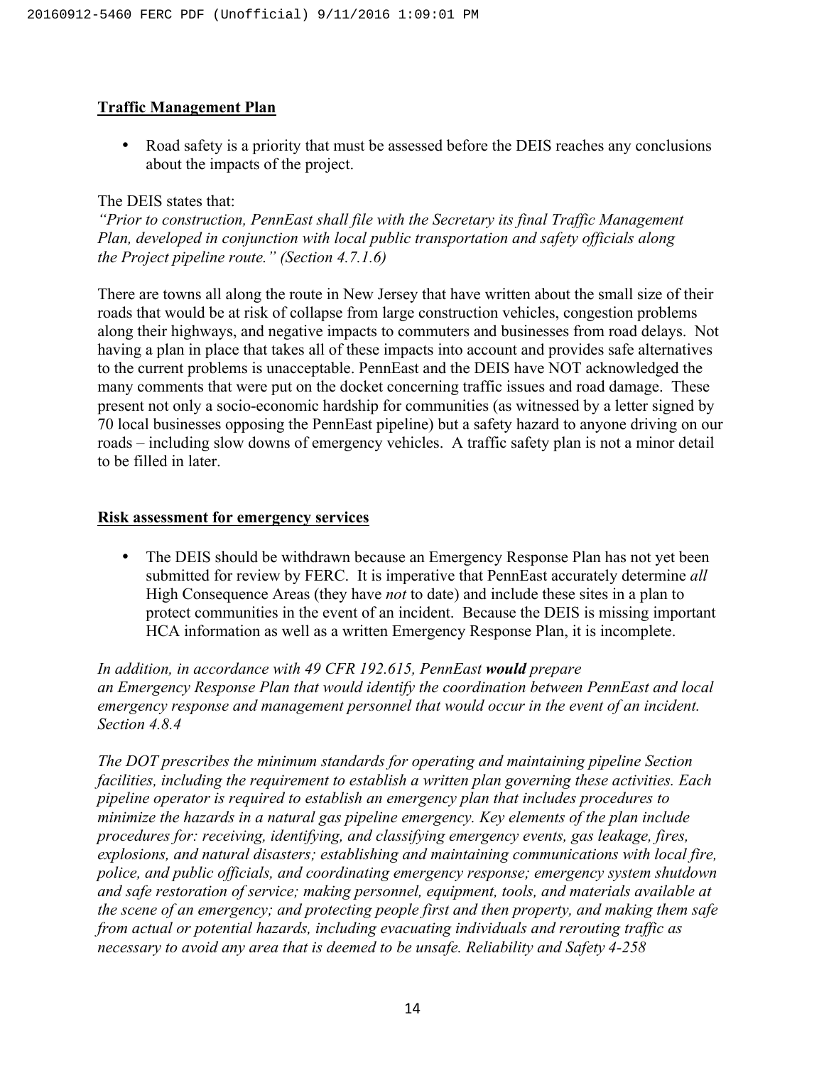**Traffic Management Plan**

- Road safety is a priority that must be assessed before the DEIS reaches any conclusions about the impacts of the project.

The DEIS states that:
*"Prior to construction, PennEast shall file with the Secretary its final Traffic Management Plan, developed in conjunction with local public transportation and safety officials along the Project pipeline route." (Section 4.7.1.6)*

There are towns all along the route in New Jersey that have written about the small size of their roads that would be at risk of collapse from large construction vehicles, congestion problems along their highways, and negative impacts to commuters and businesses from road delays. Not having a plan in place that takes all of these impacts into account and provides safe alternatives to the current problems is unacceptable. PennEast and the DEIS have NOT acknowledged the many comments that were put on the docket concerning traffic issues and road damage. These present not only a socio-economic hardship for communities (as witnessed by a letter signed by 70 local businesses opposing the PennEast pipeline) but a safety hazard to anyone driving on our roads – including slow downs of emergency vehicles. A traffic safety plan is not a minor detail to be filled in later.

**Risk assessment for emergency services**

- The DEIS should be withdrawn because an Emergency Response Plan has not yet been submitted for review by FERC. It is imperative that PennEast accurately determine *all* High Consequence Areas (they have *not* to date) and include these sites in a plan to protect communities in the event of an incident. Because the DEIS is missing important HCA information as well as a written Emergency Response Plan, it is incomplete.

*In addition, in accordance with 49 CFR 192.615, PennEast **would** prepare an Emergency Response Plan that would identify the coordination between PennEast and local emergency response and management personnel that would occur in the event of an incident. Section 4.8.4*

*The DOT prescribes the minimum standards for operating and maintaining pipeline Section facilities, including the requirement to establish a written plan governing these activities. Each pipeline operator is required to establish an emergency plan that includes procedures to minimize the hazards in a natural gas pipeline emergency. Key elements of the plan include procedures for: receiving, identifying, and classifying emergency events, gas leakage, fires, explosions, and natural disasters; establishing and maintaining communications with local fire, police, and public officials, and coordinating emergency response; emergency system shutdown and safe restoration of service; making personnel, equipment, tools, and materials available at the scene of an emergency; and protecting people first and then property, and making them safe from actual or potential hazards, including evacuating individuals and rerouting traffic as necessary to avoid any area that is deemed to be unsafe. Reliability and Safety 4-258*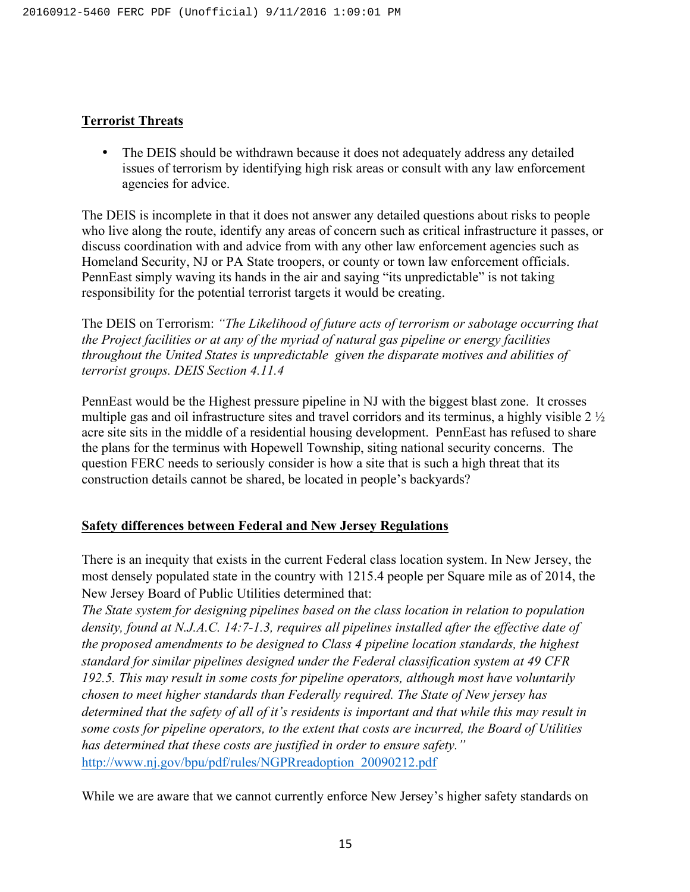**Terrorist Threats**

- The DEIS should be withdrawn because it does not adequately address any detailed issues of terrorism by identifying high risk areas or consult with any law enforcement agencies for advice.

The DEIS is incomplete in that it does not answer any detailed questions about risks to people who live along the route, identify any areas of concern such as critical infrastructure it passes, or discuss coordination with and advice from with any other law enforcement agencies such as Homeland Security, NJ or PA State troopers, or county or town law enforcement officials. PennEast simply waving its hands in the air and saying "its unpredictable" is not taking responsibility for the potential terrorist targets it would be creating.

The DEIS on Terrorism: *"The Likelihood of future acts of terrorism or sabotage occurring that the Project facilities or at any of the myriad of natural gas pipeline or energy facilities throughout the United States is unpredictable given the disparate motives and abilities of terrorist groups. DEIS Section 4.11.4*

PennEast would be the Highest pressure pipeline in NJ with the biggest blast zone. It crosses multiple gas and oil infrastructure sites and travel corridors and its terminus, a highly visible 2 ½ acre site sits in the middle of a residential housing development. PennEast has refused to share the plans for the terminus with Hopewell Township, siting national security concerns. The question FERC needs to seriously consider is how a site that is such a high threat that its construction details cannot be shared, be located in people's backyards?

**Safety differences between Federal and New Jersey Regulations**

There is an inequity that exists in the current Federal class location system. In New Jersey, the most densely populated state in the country with 1215.4 people per Square mile as of 2014, the New Jersey Board of Public Utilities determined that:
*The State system for designing pipelines based on the class location in relation to population density, found at N.J.A.C. 14:7-1.3, requires all pipelines installed after the effective date of the proposed amendments to be designed to Class 4 pipeline location standards, the highest standard for similar pipelines designed under the Federal classification system at 49 CFR 192.5. This may result in some costs for pipeline operators, although most have voluntarily chosen to meet higher standards than Federally required. The State of New jersey has determined that the safety of all of it's residents is important and that while this may result in some costs for pipeline operators, to the extent that costs are incurred, the Board of Utilities has determined that these costs are justified in order to ensure safety."*
http://www.nj.gov/bpu/pdf/rules/NGPRreadoption_20090212.pdf

While we are aware that we cannot currently enforce New Jersey's higher safety standards on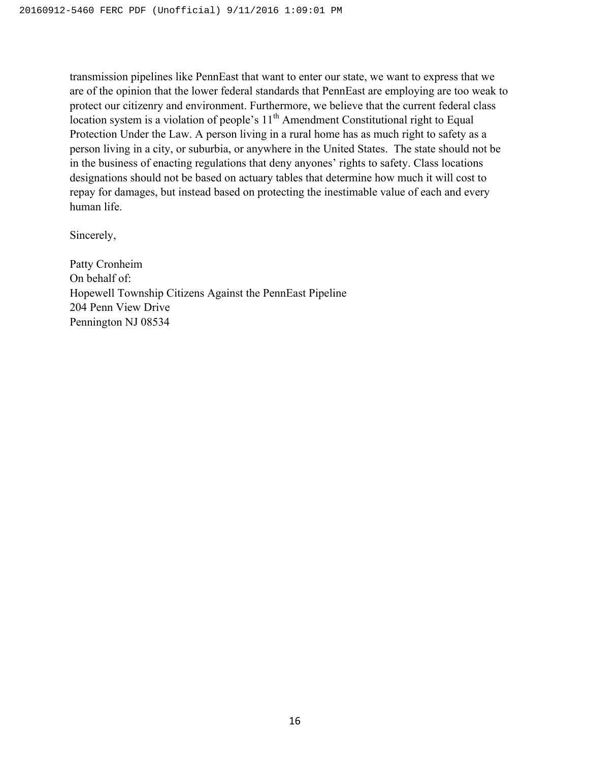transmission pipelines like PennEast that want to enter our state, we want to express that we are of the opinion that the lower federal standards that PennEast are employing are too weak to protect our citizenry and environment. Furthermore, we believe that the current federal class location system is a violation of people's 11th Amendment Constitutional right to Equal Protection Under the Law. A person living in a rural home has as much right to safety as a person living in a city, or suburbia, or anywhere in the United States. The state should not be in the business of enacting regulations that deny anyones' rights to safety. Class locations designations should not be based on actuary tables that determine how much it will cost to repay for damages, but instead based on protecting the inestimable value of each and every human life.

Sincerely,

Patty Cronheim
On behalf of:
Hopewell Township Citizens Against the PennEast Pipeline
204 Penn View Drive
Pennington NJ 08534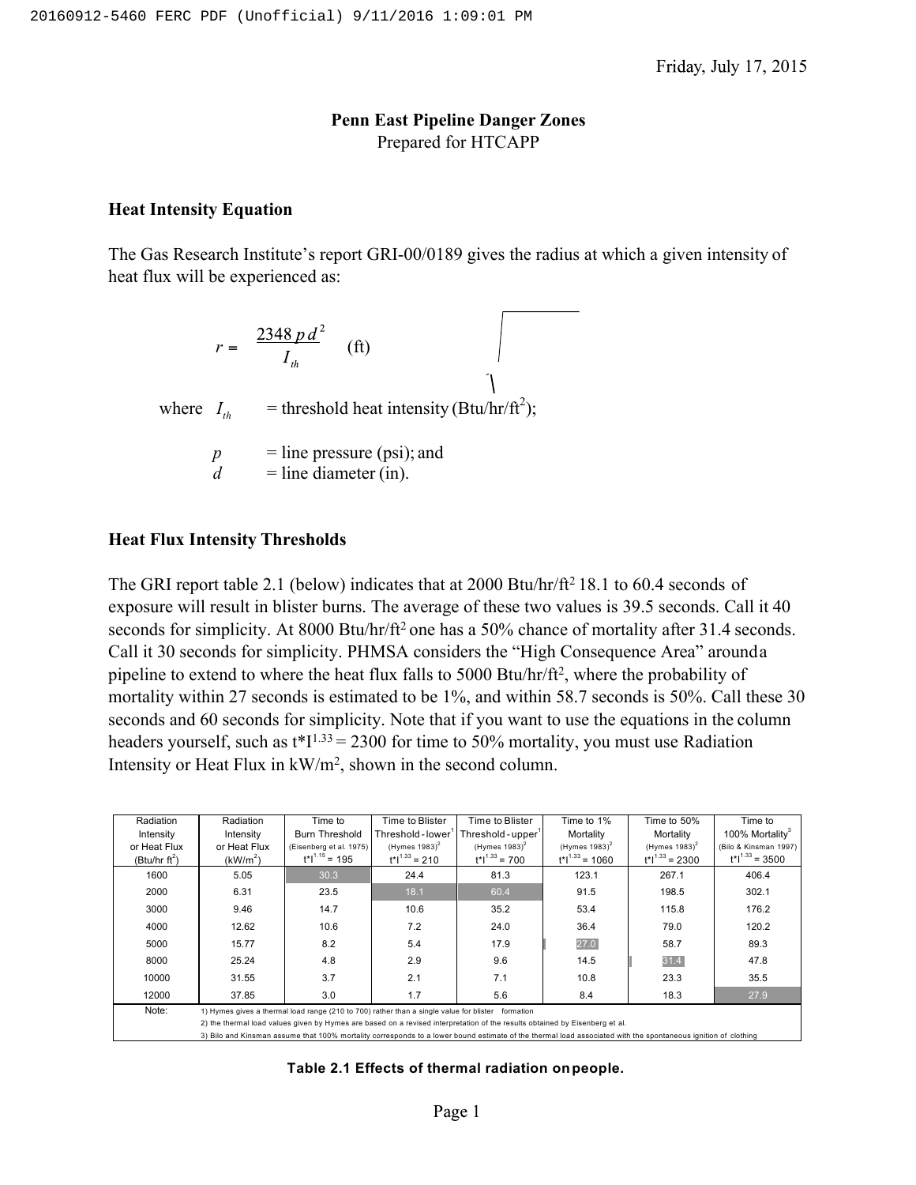Friday, July 17, 2015

**Penn East Pipeline Danger Zones**
Prepared for HTCAPP

## Heat Intensity Equation

The Gas Research Institute's report GRI-00/0189 gives the radius at which a given intensity of heat flux will be experienced as:

$$r = \sqrt{\frac{2348\, p\, d^2}{I_{th}}} \quad \text{(ft)}$$

where $I_{th}$ = threshold heat intensity (Btu/hr/ft$^2$);

$p$ = line pressure (psi); and
$d$ = line diameter (in).

## Heat Flux Intensity Thresholds

The GRI report table 2.1 (below) indicates that at 2000 Btu/hr/ft$^2$ 18.1 to 60.4 seconds of exposure will result in blister burns. The average of these two values is 39.5 seconds. Call it 40 seconds for simplicity. At 8000 Btu/hr/ft$^2$ one has a 50% chance of mortality after 31.4 seconds. Call it 30 seconds for simplicity. PHMSA considers the "High Consequence Area" around a pipeline to extend to where the heat flux falls to 5000 Btu/hr/ft$^2$, where the probability of mortality within 27 seconds is estimated to be 1%, and within 58.7 seconds is 50%. Call these 30 seconds and 60 seconds for simplicity. Note that if you want to use the equations in the column headers yourself, such as $t{*}I^{1.33} = 2300$ for time to 50% mortality, you must use Radiation Intensity or Heat Flux in kW/m$^2$, shown in the second column.

| Radiation Intensity or Heat Flux (Btu/hr ft$^2$) | Radiation Intensity or Heat Flux (kW/m$^2$) | Time to Burn Threshold (Eisenberg et al. 1975) $t{*}I^{1.15} = 195$ | Time to Blister Threshold - lower[1] (Hymes 1983)[2] $t{*}I^{1.33} = 210$ | Time to Blister Threshold - upper[1] (Hymes 1983)[2] $t{*}I^{1.33} = 700$ | Time to 1% Mortality (Hymes 1983)[2] $t{*}I^{1.33} = 1060$ | Time to 50% Mortality (Hymes 1983)[2] $t{*}I^{1.33} = 2300$ | Time to 100% Mortality[3] (Bilo & Kinsman 1997) $t{*}I^{1.33} = 3500$ |
|---|---|---|---|---|---|---|---|
| 1600 | 5.05 | 30.3 | 24.4 | 81.3 | 123.1 | 267.1 | 406.4 |
| 2000 | 6.31 | 23.5 | 18.1 | 60.4 | 91.5 | 198.5 | 302.1 |
| 3000 | 9.46 | 14.7 | 10.6 | 35.2 | 53.4 | 115.8 | 176.2 |
| 4000 | 12.62 | 10.6 | 7.2 | 24.0 | 36.4 | 79.0 | 120.2 |
| 5000 | 15.77 | 8.2 | 5.4 | 17.9 | 27.0 | 58.7 | 89.3 |
| 8000 | 25.24 | 4.8 | 2.9 | 9.6 | 14.5 | 31.4 | 47.8 |
| 10000 | 31.55 | 3.7 | 2.1 | 7.1 | 10.8 | 23.3 | 35.5 |
| 12000 | 37.85 | 3.0 | 1.7 | 5.6 | 8.4 | 18.3 | 27.9 |

Note:
1) Hymes gives a thermal load range (210 to 700) rather than a single value for blister formation
2) the thermal load values given by Hymes are based on a revised interpretation of the results obtained by Eisenberg et al.
3) Bilo and Kinsman assume that 100% mortality corresponds to a lower bound estimate of the thermal load associated with the spontaneous ignition of clothing

**Table 2.1 Effects of thermal radiation on people.**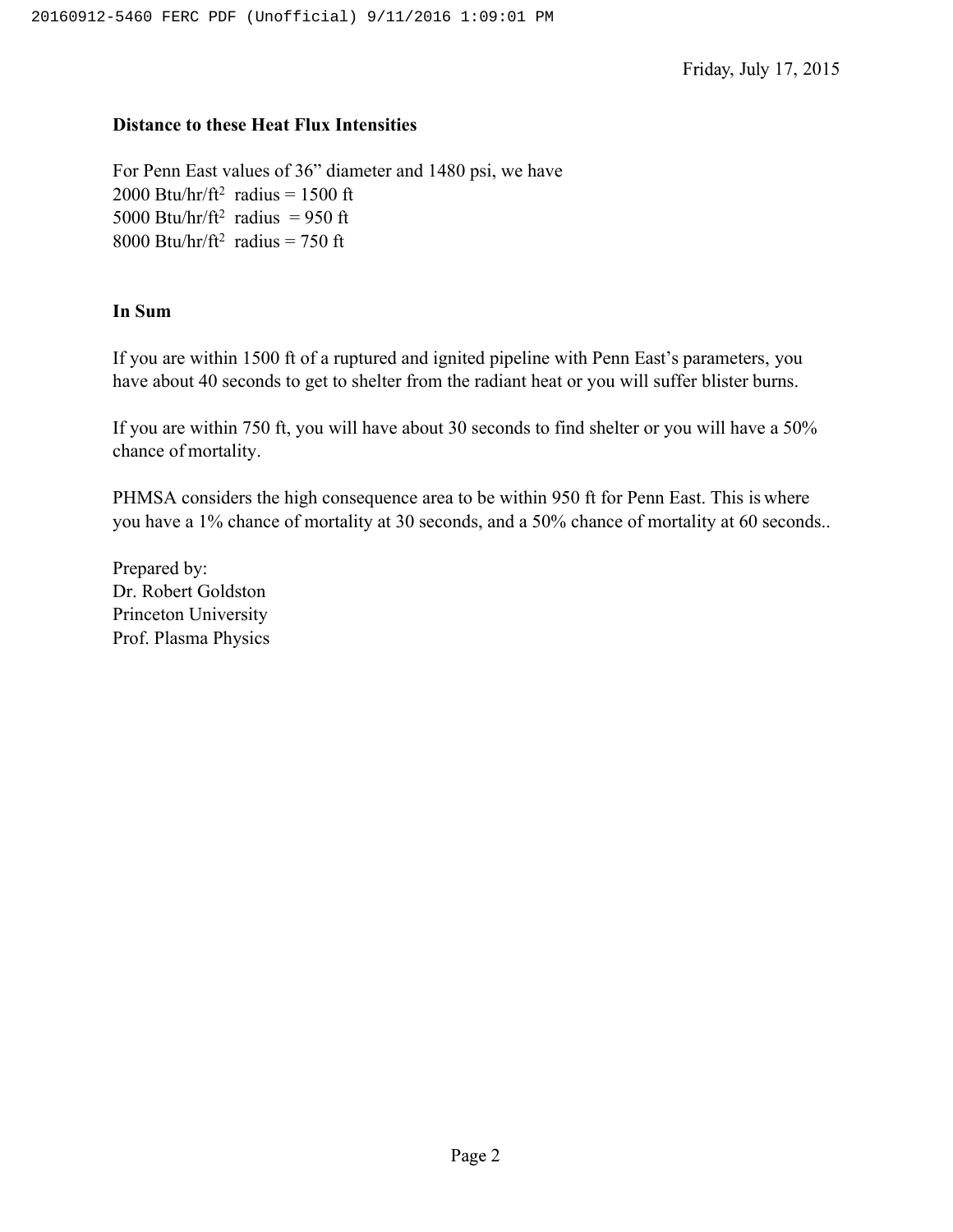Friday, July 17, 2015

**Distance to these Heat Flux Intensities**

For Penn East values of 36" diameter and 1480 psi, we have
2000 Btu/hr/ft$^2$ radius = 1500 ft
5000 Btu/hr/ft$^2$ radius = 950 ft
8000 Btu/hr/ft$^2$ radius = 750 ft

**In Sum**

If you are within 1500 ft of a ruptured and ignited pipeline with Penn East's parameters, you have about 40 seconds to get to shelter from the radiant heat or you will suffer blister burns.

If you are within 750 ft, you will have about 30 seconds to find shelter or you will have a 50% chance of mortality.

PHMSA considers the high consequence area to be within 950 ft for Penn East. This is where you have a 1% chance of mortality at 30 seconds, and a 50% chance of mortality at 60 seconds..

Prepared by:
Dr. Robert Goldston
Princeton University
Prof. Plasma Physics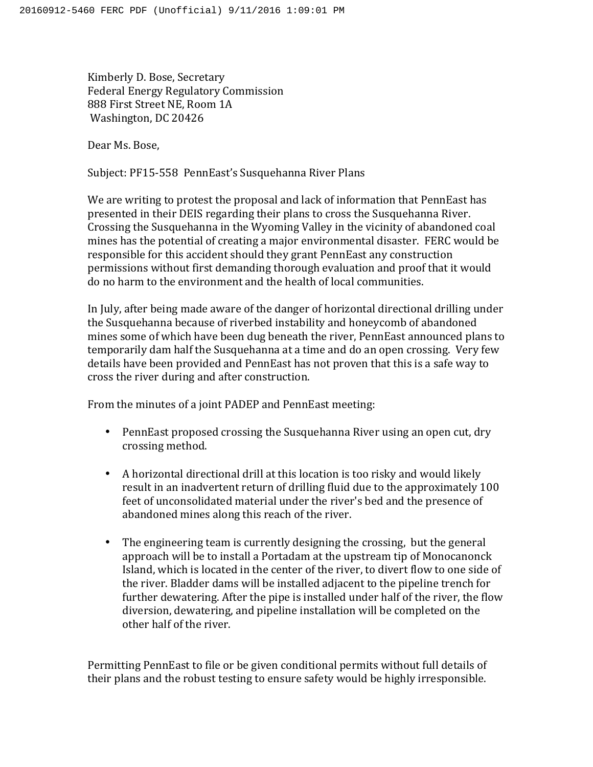Kimberly D. Bose, Secretary
Federal Energy Regulatory Commission
888 First Street NE, Room 1A
Washington, DC 20426

Dear Ms. Bose,

Subject: PF15-558 PennEast's Susquehanna River Plans

We are writing to protest the proposal and lack of information that PennEast has presented in their DEIS regarding their plans to cross the Susquehanna River. Crossing the Susquehanna in the Wyoming Valley in the vicinity of abandoned coal mines has the potential of creating a major environmental disaster. FERC would be responsible for this accident should they grant PennEast any construction permissions without first demanding thorough evaluation and proof that it would do no harm to the environment and the health of local communities.

In July, after being made aware of the danger of horizontal directional drilling under the Susquehanna because of riverbed instability and honeycomb of abandoned mines some of which have been dug beneath the river, PennEast announced plans to temporarily dam half the Susquehanna at a time and do an open crossing. Very few details have been provided and PennEast has not proven that this is a safe way to cross the river during and after construction.

From the minutes of a joint PADEP and PennEast meeting:

- PennEast proposed crossing the Susquehanna River using an open cut, dry crossing method.
- A horizontal directional drill at this location is too risky and would likely result in an inadvertent return of drilling fluid due to the approximately 100 feet of unconsolidated material under the river's bed and the presence of abandoned mines along this reach of the river.
- The engineering team is currently designing the crossing, but the general approach will be to install a Portadam at the upstream tip of Monocanonck Island, which is located in the center of the river, to divert flow to one side of the river. Bladder dams will be installed adjacent to the pipeline trench for further dewatering. After the pipe is installed under half of the river, the flow diversion, dewatering, and pipeline installation will be completed on the other half of the river.

Permitting PennEast to file or be given conditional permits without full details of their plans and the robust testing to ensure safety would be highly irresponsible.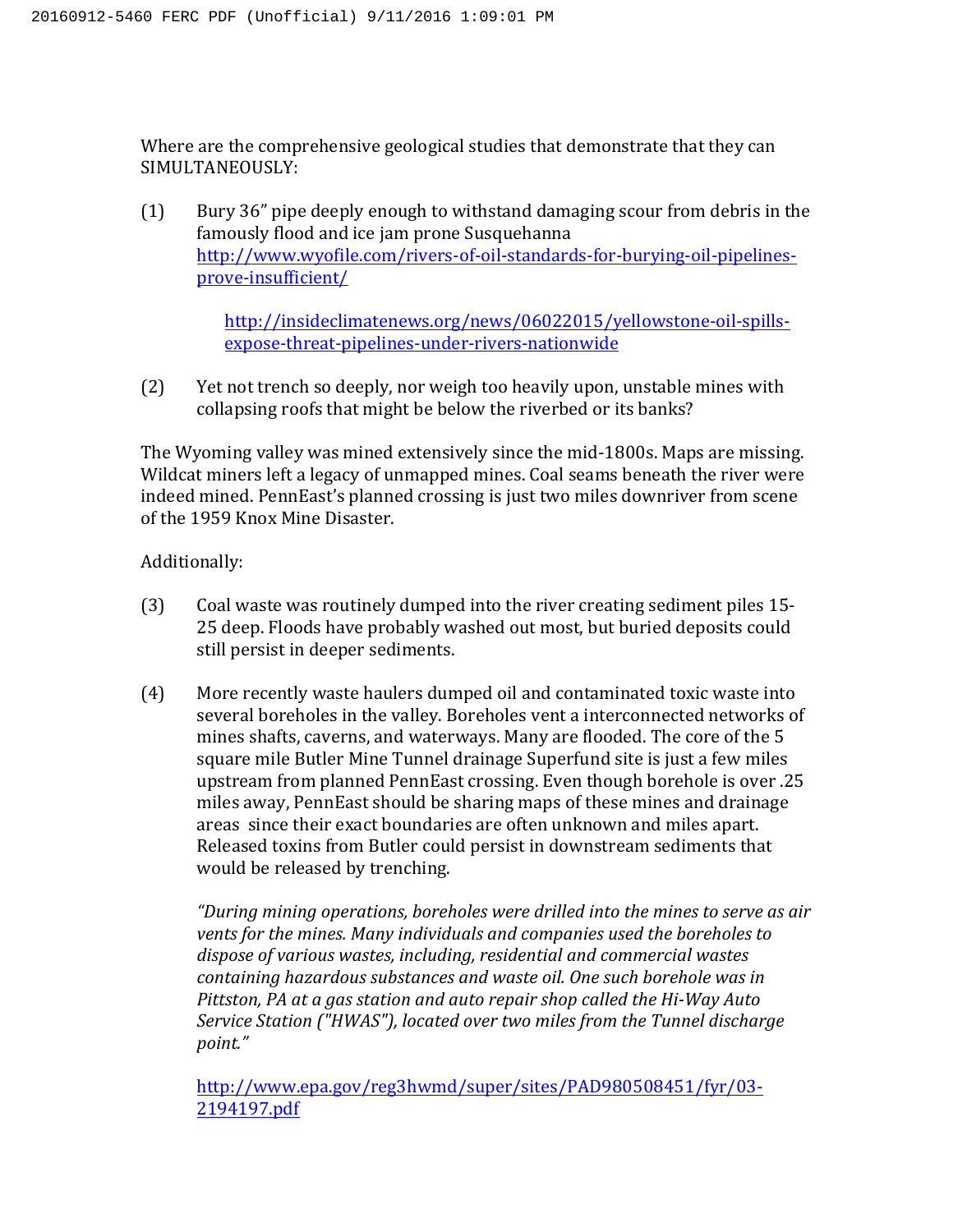Where are the comprehensive geological studies that demonstrate that they can SIMULTANEOUSLY:

(1) Bury 36" pipe deeply enough to withstand damaging scour from debris in the famously flood and ice jam prone Susquehanna http://www.wyofile.com/rivers-of-oil-standards-for-burying-oil-pipelines-prove-insufficient/

 http://insideclimatenews.org/news/06022015/yellowstone-oil-spills-expose-threat-pipelines-under-rivers-nationwide

(2) Yet not trench so deeply, nor weigh too heavily upon, unstable mines with collapsing roofs that might be below the riverbed or its banks?

The Wyoming valley was mined extensively since the mid-1800s. Maps are missing. Wildcat miners left a legacy of unmapped mines. Coal seams beneath the river were indeed mined. PennEast's planned crossing is just two miles downriver from scene of the 1959 Knox Mine Disaster.

Additionally:

(3) Coal waste was routinely dumped into the river creating sediment piles 15-25 deep. Floods have probably washed out most, but buried deposits could still persist in deeper sediments.

(4) More recently waste haulers dumped oil and contaminated toxic waste into several boreholes in the valley. Boreholes vent a interconnected networks of mines shafts, caverns, and waterways. Many are flooded. The core of the 5 square mile Butler Mine Tunnel drainage Superfund site is just a few miles upstream from planned PennEast crossing. Even though borehole is over .25 miles away, PennEast should be sharing maps of these mines and drainage areas since their exact boundaries are often unknown and miles apart. Released toxins from Butler could persist in downstream sediments that would be released by trenching.

 *"During mining operations, boreholes were drilled into the mines to serve as air vents for the mines. Many individuals and companies used the boreholes to dispose of various wastes, including, residential and commercial wastes containing hazardous substances and waste oil. One such borehole was in Pittston, PA at a gas station and auto repair shop called the Hi-Way Auto Service Station ("HWAS"), located over two miles from the Tunnel discharge point."*

 http://www.epa.gov/reg3hwmd/super/sites/PAD980508451/fyr/03-2194197.pdf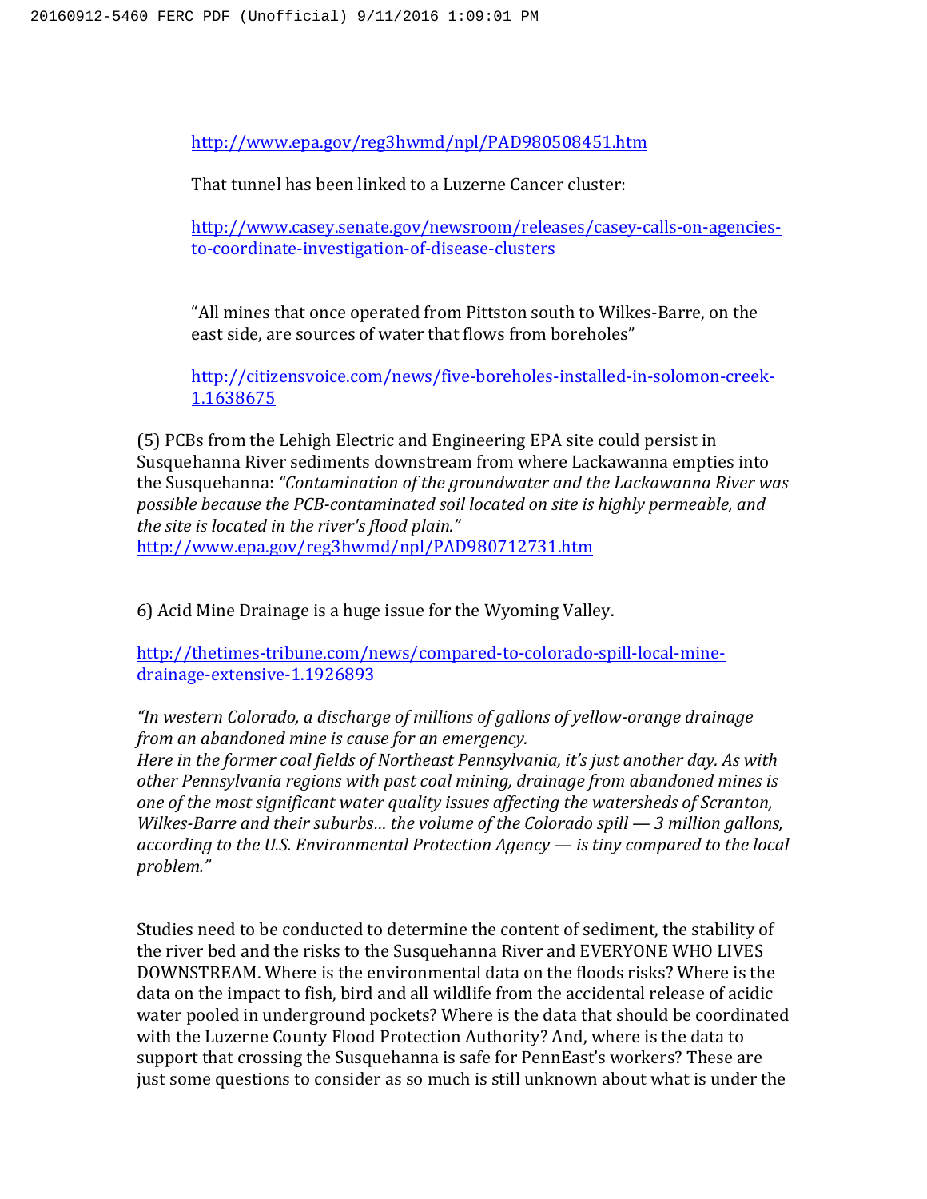http://www.epa.gov/reg3hwmd/npl/PAD980508451.htm

That tunnel has been linked to a Luzerne Cancer cluster:

http://www.casey.senate.gov/newsroom/releases/casey-calls-on-agencies-to-coordinate-investigation-of-disease-clusters

"All mines that once operated from Pittston south to Wilkes-Barre, on the east side, are sources of water that flows from boreholes"

http://citizensvoice.com/news/five-boreholes-installed-in-solomon-creek-1.1638675

(5) PCBs from the Lehigh Electric and Engineering EPA site could persist in Susquehanna River sediments downstream from where Lackawanna empties into the Susquehanna: *"Contamination of the groundwater and the Lackawanna River was possible because the PCB-contaminated soil located on site is highly permeable, and the site is located in the river's flood plain."*
http://www.epa.gov/reg3hwmd/npl/PAD980712731.htm

6) Acid Mine Drainage is a huge issue for the Wyoming Valley.

http://thetimes-tribune.com/news/compared-to-colorado-spill-local-mine-drainage-extensive-1.1926893

*"In western Colorado, a discharge of millions of gallons of yellow-orange drainage from an abandoned mine is cause for an emergency.*
*Here in the former coal fields of Northeast Pennsylvania, it's just another day. As with other Pennsylvania regions with past coal mining, drainage from abandoned mines is one of the most significant water quality issues affecting the watersheds of Scranton, Wilkes-Barre and their suburbs… the volume of the Colorado spill — 3 million gallons, according to the U.S. Environmental Protection Agency — is tiny compared to the local problem."*

Studies need to be conducted to determine the content of sediment, the stability of the river bed and the risks to the Susquehanna River and EVERYONE WHO LIVES DOWNSTREAM. Where is the environmental data on the floods risks? Where is the data on the impact to fish, bird and all wildlife from the accidental release of acidic water pooled in underground pockets? Where is the data that should be coordinated with the Luzerne County Flood Protection Authority? And, where is the data to support that crossing the Susquehanna is safe for PennEast's workers? These are just some questions to consider as so much is still unknown about what is under the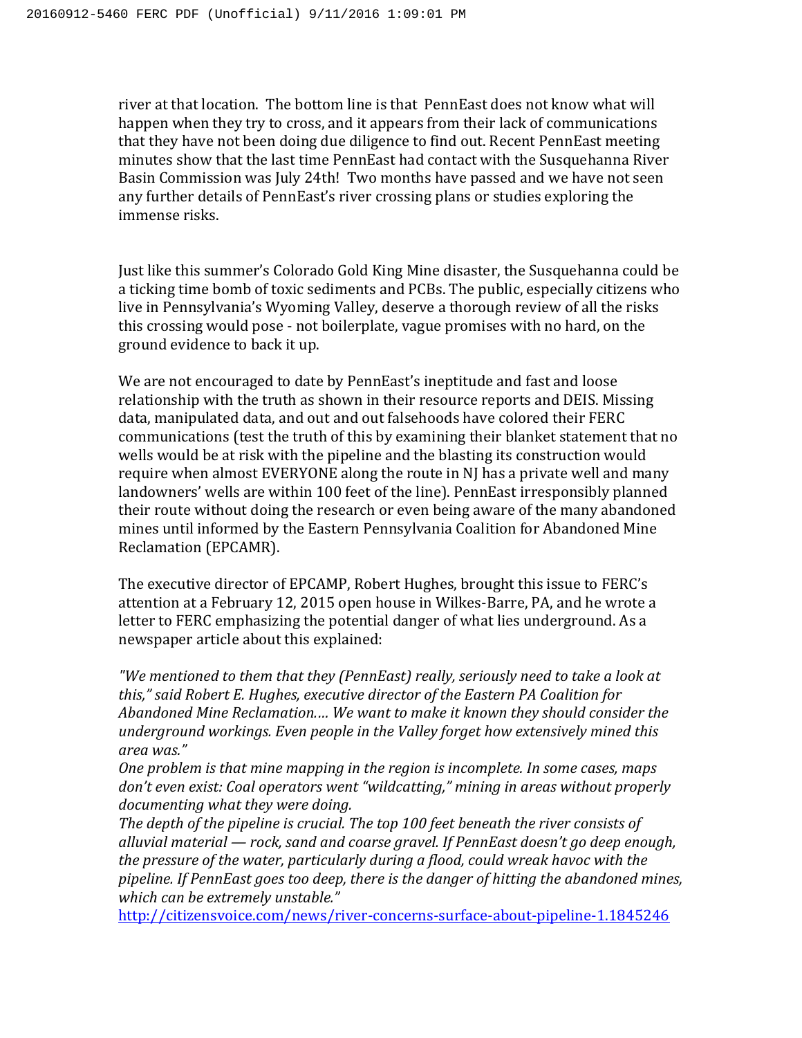river at that location. The bottom line is that PennEast does not know what will happen when they try to cross, and it appears from their lack of communications that they have not been doing due diligence to find out. Recent PennEast meeting minutes show that the last time PennEast had contact with the Susquehanna River Basin Commission was July 24th! Two months have passed and we have not seen any further details of PennEast's river crossing plans or studies exploring the immense risks.

Just like this summer's Colorado Gold King Mine disaster, the Susquehanna could be a ticking time bomb of toxic sediments and PCBs. The public, especially citizens who live in Pennsylvania's Wyoming Valley, deserve a thorough review of all the risks this crossing would pose - not boilerplate, vague promises with no hard, on the ground evidence to back it up.

We are not encouraged to date by PennEast's ineptitude and fast and loose relationship with the truth as shown in their resource reports and DEIS. Missing data, manipulated data, and out and out falsehoods have colored their FERC communications (test the truth of this by examining their blanket statement that no wells would be at risk with the pipeline and the blasting its construction would require when almost EVERYONE along the route in NJ has a private well and many landowners' wells are within 100 feet of the line). PennEast irresponsibly planned their route without doing the research or even being aware of the many abandoned mines until informed by the Eastern Pennsylvania Coalition for Abandoned Mine Reclamation (EPCAMR).

The executive director of EPCAMP, Robert Hughes, brought this issue to FERC's attention at a February 12, 2015 open house in Wilkes-Barre, PA, and he wrote a letter to FERC emphasizing the potential danger of what lies underground. As a newspaper article about this explained:

*"We mentioned to them that they (PennEast) really, seriously need to take a look at this," said Robert E. Hughes, executive director of the Eastern PA Coalition for Abandoned Mine Reclamation…. We want to make it known they should consider the underground workings. Even people in the Valley forget how extensively mined this area was."*

*One problem is that mine mapping in the region is incomplete. In some cases, maps don't even exist: Coal operators went "wildcatting," mining in areas without properly documenting what they were doing.*

*The depth of the pipeline is crucial. The top 100 feet beneath the river consists of alluvial material — rock, sand and coarse gravel. If PennEast doesn't go deep enough, the pressure of the water, particularly during a flood, could wreak havoc with the pipeline. If PennEast goes too deep, there is the danger of hitting the abandoned mines, which can be extremely unstable."*

http://citizensvoice.com/news/river-concerns-surface-about-pipeline-1.1845246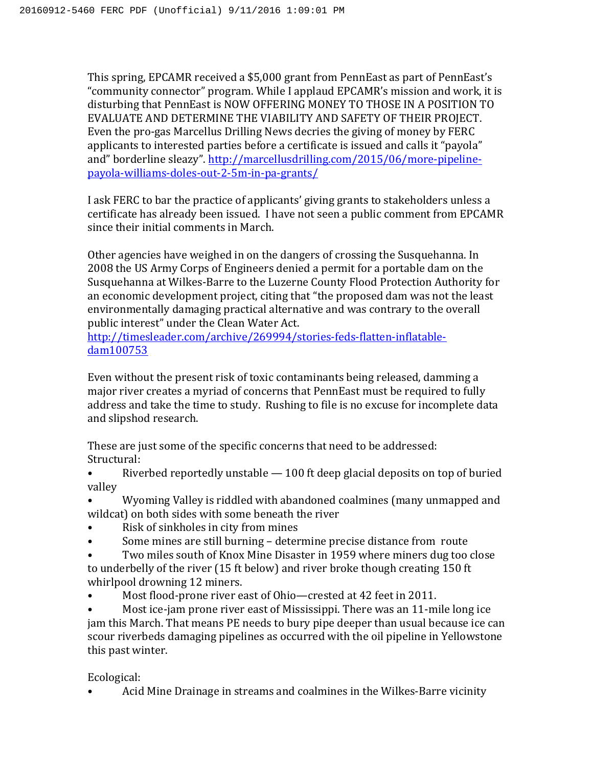This spring, EPCAMR received a $5,000 grant from PennEast as part of PennEast's "community connector" program. While I applaud EPCAMR's mission and work, it is disturbing that PennEast is NOW OFFERING MONEY TO THOSE IN A POSITION TO EVALUATE AND DETERMINE THE VIABILITY AND SAFETY OF THEIR PROJECT. Even the pro-gas Marcellus Drilling News decries the giving of money by FERC applicants to interested parties before a certificate is issued and calls it "payola" and" borderline sleazy". http://marcellusdrilling.com/2015/06/more-pipeline-payola-williams-doles-out-2-5m-in-pa-grants/

I ask FERC to bar the practice of applicants' giving grants to stakeholders unless a certificate has already been issued. I have not seen a public comment from EPCAMR since their initial comments in March.

Other agencies have weighed in on the dangers of crossing the Susquehanna. In 2008 the US Army Corps of Engineers denied a permit for a portable dam on the Susquehanna at Wilkes-Barre to the Luzerne County Flood Protection Authority for an economic development project, citing that "the proposed dam was not the least environmentally damaging practical alternative and was contrary to the overall public interest" under the Clean Water Act.
http://timesleader.com/archive/269994/stories-feds-flatten-inflatable-dam100753

Even without the present risk of toxic contaminants being released, damming a major river creates a myriad of concerns that PennEast must be required to fully address and take the time to study. Rushing to file is no excuse for incomplete data and slipshod research.

These are just some of the specific concerns that need to be addressed:
Structural:

- Riverbed reportedly unstable — 100 ft deep glacial deposits on top of buried valley
- Wyoming Valley is riddled with abandoned coalmines (many unmapped and wildcat) on both sides with some beneath the river
- Risk of sinkholes in city from mines
- Some mines are still burning – determine precise distance from route
- Two miles south of Knox Mine Disaster in 1959 where miners dug too close to underbelly of the river (15 ft below) and river broke though creating 150 ft whirlpool drowning 12 miners.
- Most flood-prone river east of Ohio—crested at 42 feet in 2011.
- Most ice-jam prone river east of Mississippi. There was an 11-mile long ice jam this March. That means PE needs to bury pipe deeper than usual because ice can scour riverbeds damaging pipelines as occurred with the oil pipeline in Yellowstone this past winter.

Ecological:

- Acid Mine Drainage in streams and coalmines in the Wilkes-Barre vicinity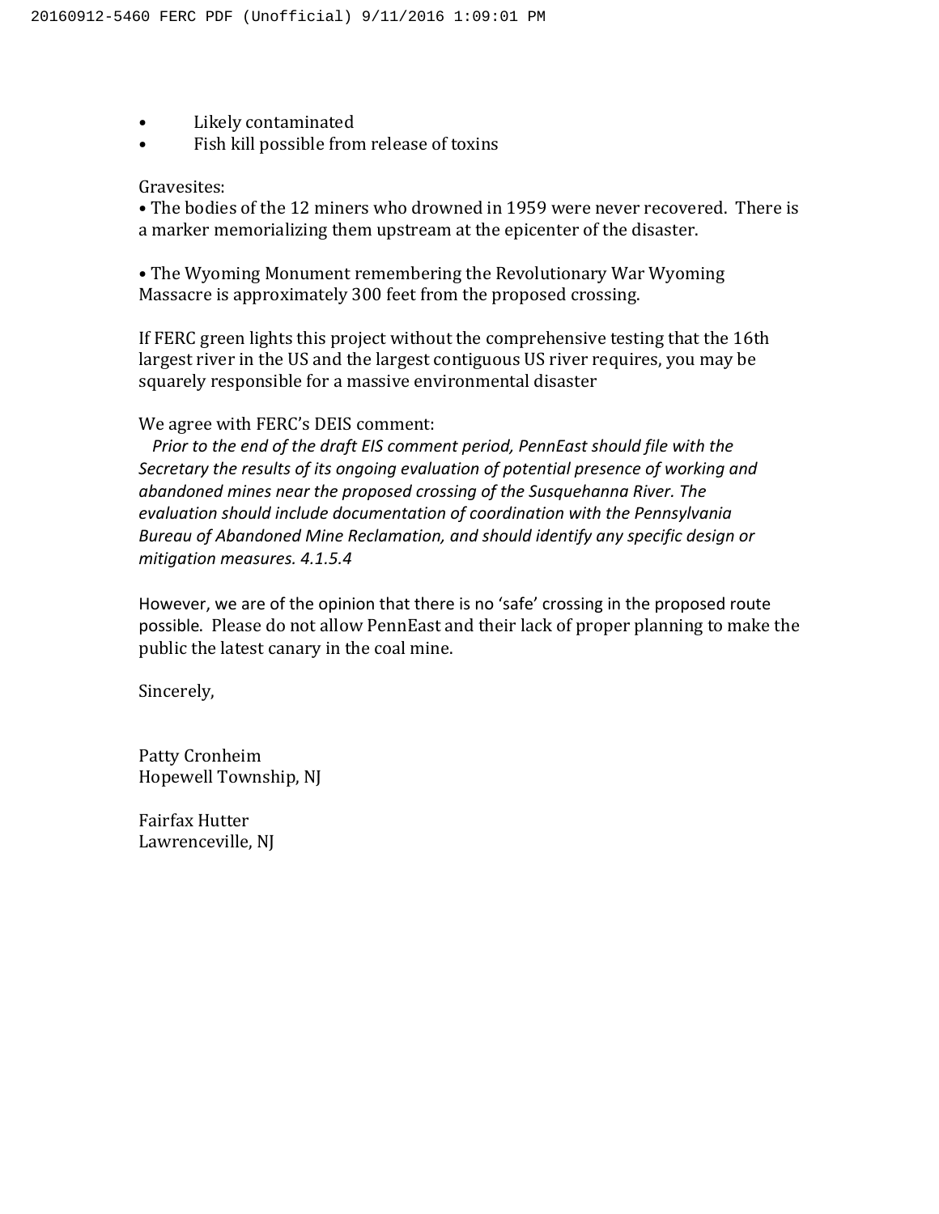- Likely contaminated
- Fish kill possible from release of toxins

Gravesites:

- The bodies of the 12 miners who drowned in 1959 were never recovered. There is a marker memorializing them upstream at the epicenter of the disaster.

- The Wyoming Monument remembering the Revolutionary War Wyoming Massacre is approximately 300 feet from the proposed crossing.

If FERC green lights this project without the comprehensive testing that the 16th largest river in the US and the largest contiguous US river requires, you may be squarely responsible for a massive environmental disaster

We agree with FERC's DEIS comment:

*Prior to the end of the draft EIS comment period, PennEast should file with the Secretary the results of its ongoing evaluation of potential presence of working and abandoned mines near the proposed crossing of the Susquehanna River. The evaluation should include documentation of coordination with the Pennsylvania Bureau of Abandoned Mine Reclamation, and should identify any specific design or mitigation measures. 4.1.5.4*

However, we are of the opinion that there is no 'safe' crossing in the proposed route possible. Please do not allow PennEast and their lack of proper planning to make the public the latest canary in the coal mine.

Sincerely,

Patty Cronheim
Hopewell Township, NJ

Fairfax Hutter
Lawrenceville, NJ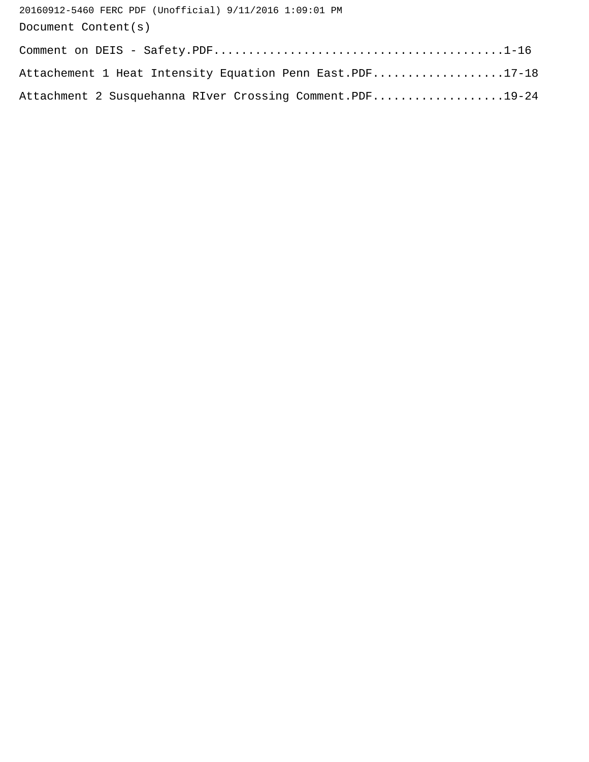Document Content(s)

Comment on DEIS - Safety.PDF..........................................1-16

Attachement 1 Heat Intensity Equation Penn East.PDF...................17-18

Attachment 2 Susquehanna RIver Crossing Comment.PDF...................19-24